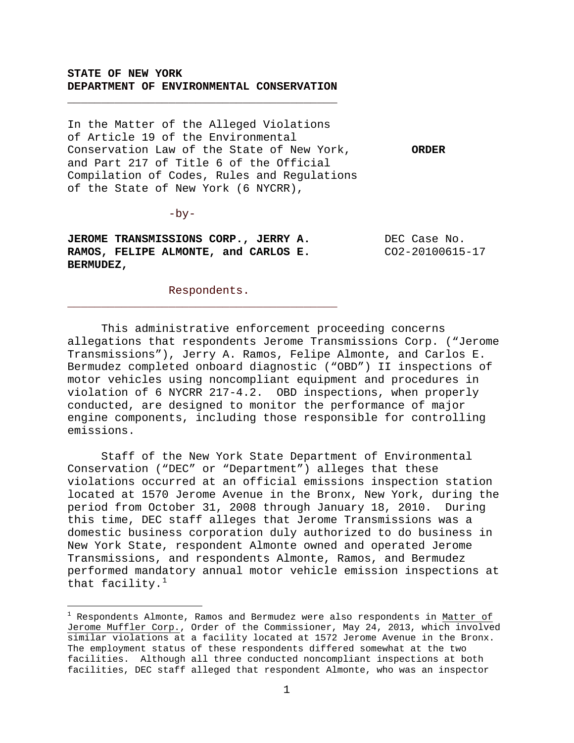**STATE OF NEW YORK**
**DEPARTMENT OF ENVIRONMENTAL CONSERVATION**

In the Matter of the Alleged Violations of Article 19 of the Environmental Conservation Law of the State of New York, and Part 217 of Title 6 of the Official Compilation of Codes, Rules and Regulations of the State of New York (6 NYCRR),

**ORDER**

-by-

**JEROME TRANSMISSIONS CORP., JERRY A. RAMOS, FELIPE ALMONTE, and CARLOS E. BERMUDEZ,**

Respondents.

DEC Case No. CO2-20100615-17

This administrative enforcement proceeding concerns allegations that respondents Jerome Transmissions Corp. ("Jerome Transmissions"), Jerry A. Ramos, Felipe Almonte, and Carlos E. Bermudez completed onboard diagnostic ("OBD") II inspections of motor vehicles using noncompliant equipment and procedures in violation of 6 NYCRR 217-4.2. OBD inspections, when properly conducted, are designed to monitor the performance of major engine components, including those responsible for controlling emissions.

Staff of the New York State Department of Environmental Conservation ("DEC" or "Department") alleges that these violations occurred at an official emissions inspection station located at 1570 Jerome Avenue in the Bronx, New York, during the period from October 31, 2008 through January 18, 2010. During this time, DEC staff alleges that Jerome Transmissions was a domestic business corporation duly authorized to do business in New York State, respondent Almonte owned and operated Jerome Transmissions, and respondents Almonte, Ramos, and Bermudez performed mandatory annual motor vehicle emission inspections at that facility.[1]

[1] Respondents Almonte, Ramos and Bermudez were also respondents in Matter of Jerome Muffler Corp., Order of the Commissioner, May 24, 2013, which involved similar violations at a facility located at 1572 Jerome Avenue in the Bronx. The employment status of these respondents differed somewhat at the two facilities. Although all three conducted noncompliant inspections at both facilities, DEC staff alleged that respondent Almonte, who was an inspector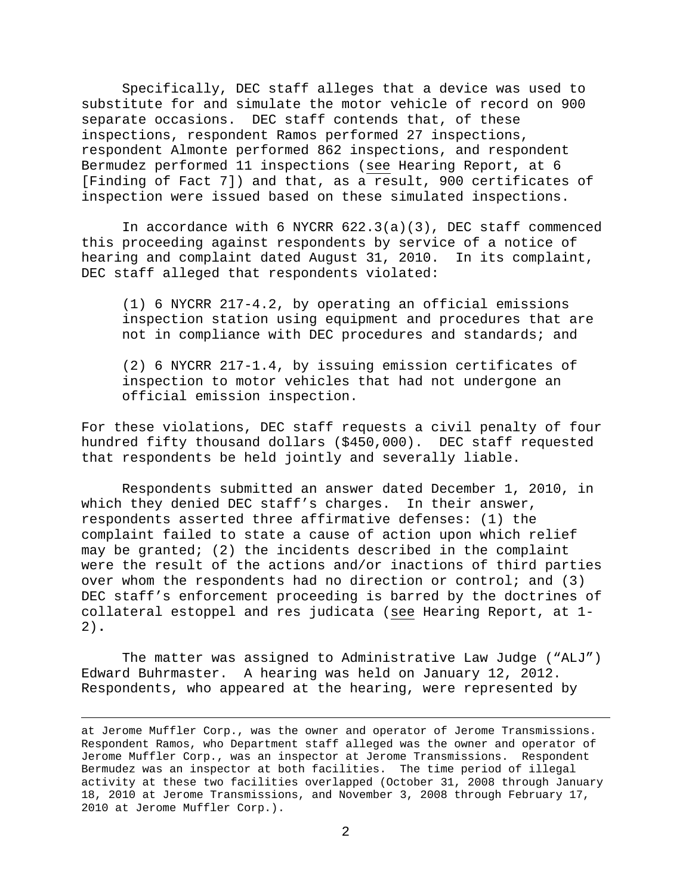Specifically, DEC staff alleges that a device was used to substitute for and simulate the motor vehicle of record on 900 separate occasions. DEC staff contends that, of these inspections, respondent Ramos performed 27 inspections, respondent Almonte performed 862 inspections, and respondent Bermudez performed 11 inspections (see Hearing Report, at 6 [Finding of Fact 7]) and that, as a result, 900 certificates of inspection were issued based on these simulated inspections.

In accordance with 6 NYCRR 622.3(a)(3), DEC staff commenced this proceeding against respondents by service of a notice of hearing and complaint dated August 31, 2010. In its complaint, DEC staff alleged that respondents violated:

> (1) 6 NYCRR 217-4.2, by operating an official emissions inspection station using equipment and procedures that are not in compliance with DEC procedures and standards; and
>
> (2) 6 NYCRR 217-1.4, by issuing emission certificates of inspection to motor vehicles that had not undergone an official emission inspection.

For these violations, DEC staff requests a civil penalty of four hundred fifty thousand dollars ($450,000). DEC staff requested that respondents be held jointly and severally liable.

Respondents submitted an answer dated December 1, 2010, in which they denied DEC staff's charges. In their answer, respondents asserted three affirmative defenses: (1) the complaint failed to state a cause of action upon which relief may be granted; (2) the incidents described in the complaint were the result of the actions and/or inactions of third parties over whom the respondents had no direction or control; and (3) DEC staff's enforcement proceeding is barred by the doctrines of collateral estoppel and res judicata (see Hearing Report, at 1-2).

The matter was assigned to Administrative Law Judge ("ALJ") Edward Buhrmaster. A hearing was held on January 12, 2012. Respondents, who appeared at the hearing, were represented by

---

at Jerome Muffler Corp., was the owner and operator of Jerome Transmissions. Respondent Ramos, who Department staff alleged was the owner and operator of Jerome Muffler Corp., was an inspector at Jerome Transmissions. Respondent Bermudez was an inspector at both facilities. The time period of illegal activity at these two facilities overlapped (October 31, 2008 through January 18, 2010 at Jerome Transmissions, and November 3, 2008 through February 17, 2010 at Jerome Muffler Corp.).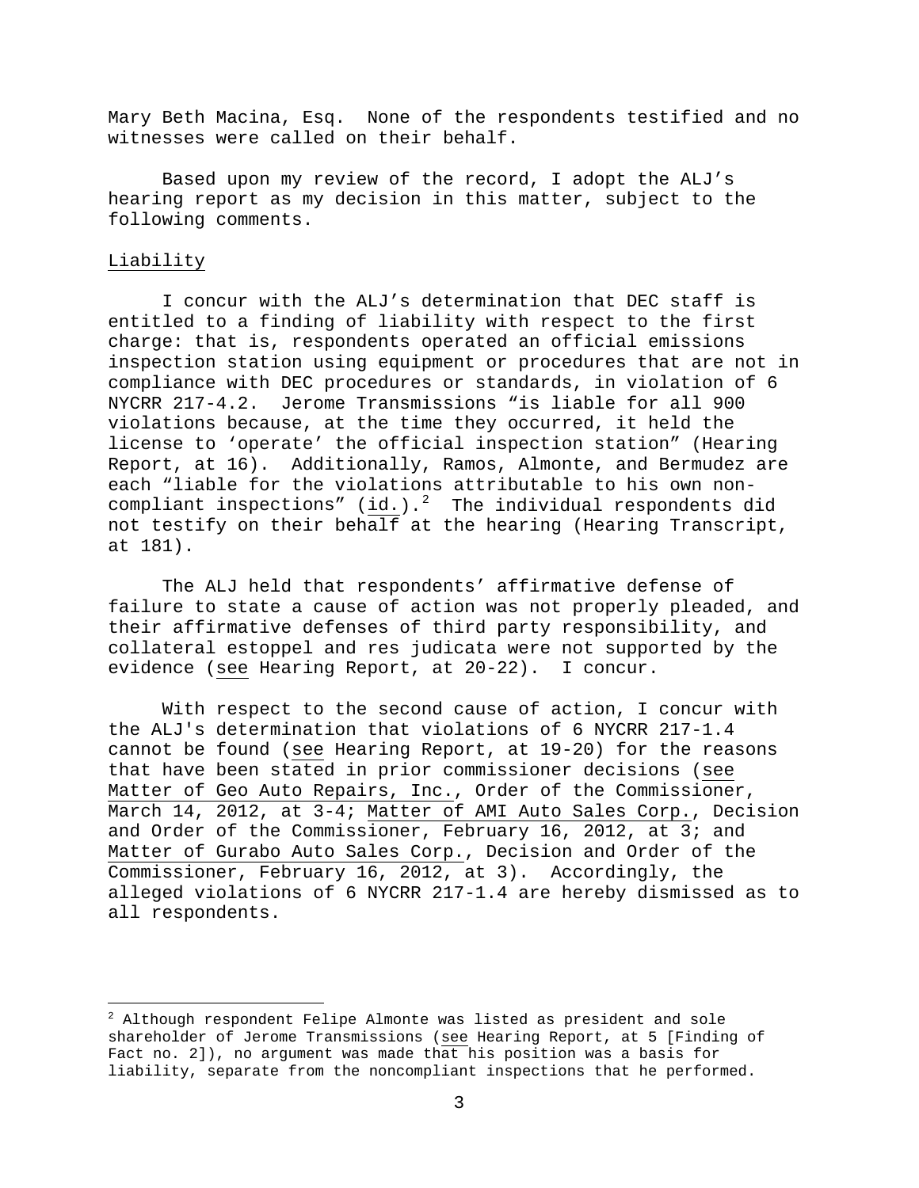Mary Beth Macina, Esq. None of the respondents testified and no witnesses were called on their behalf.

Based upon my review of the record, I adopt the ALJ's hearing report as my decision in this matter, subject to the following comments.

Liability

I concur with the ALJ's determination that DEC staff is entitled to a finding of liability with respect to the first charge: that is, respondents operated an official emissions inspection station using equipment or procedures that are not in compliance with DEC procedures or standards, in violation of 6 NYCRR 217-4.2. Jerome Transmissions "is liable for all 900 violations because, at the time they occurred, it held the license to 'operate' the official inspection station" (Hearing Report, at 16). Additionally, Ramos, Almonte, and Bermudez are each "liable for the violations attributable to his own non-compliant inspections" (id.).[2] The individual respondents did not testify on their behalf at the hearing (Hearing Transcript, at 181).

The ALJ held that respondents' affirmative defense of failure to state a cause of action was not properly pleaded, and their affirmative defenses of third party responsibility, and collateral estoppel and res judicata were not supported by the evidence (see Hearing Report, at 20-22). I concur.

With respect to the second cause of action, I concur with the ALJ's determination that violations of 6 NYCRR 217-1.4 cannot be found (see Hearing Report, at 19-20) for the reasons that have been stated in prior commissioner decisions (see Matter of Geo Auto Repairs, Inc., Order of the Commissioner, March 14, 2012, at 3-4; Matter of AMI Auto Sales Corp., Decision and Order of the Commissioner, February 16, 2012, at 3; and Matter of Gurabo Auto Sales Corp., Decision and Order of the Commissioner, February 16, 2012, at 3). Accordingly, the alleged violations of 6 NYCRR 217-1.4 are hereby dismissed as to all respondents.

[2] Although respondent Felipe Almonte was listed as president and sole shareholder of Jerome Transmissions (see Hearing Report, at 5 [Finding of Fact no. 2]), no argument was made that his position was a basis for liability, separate from the noncompliant inspections that he performed.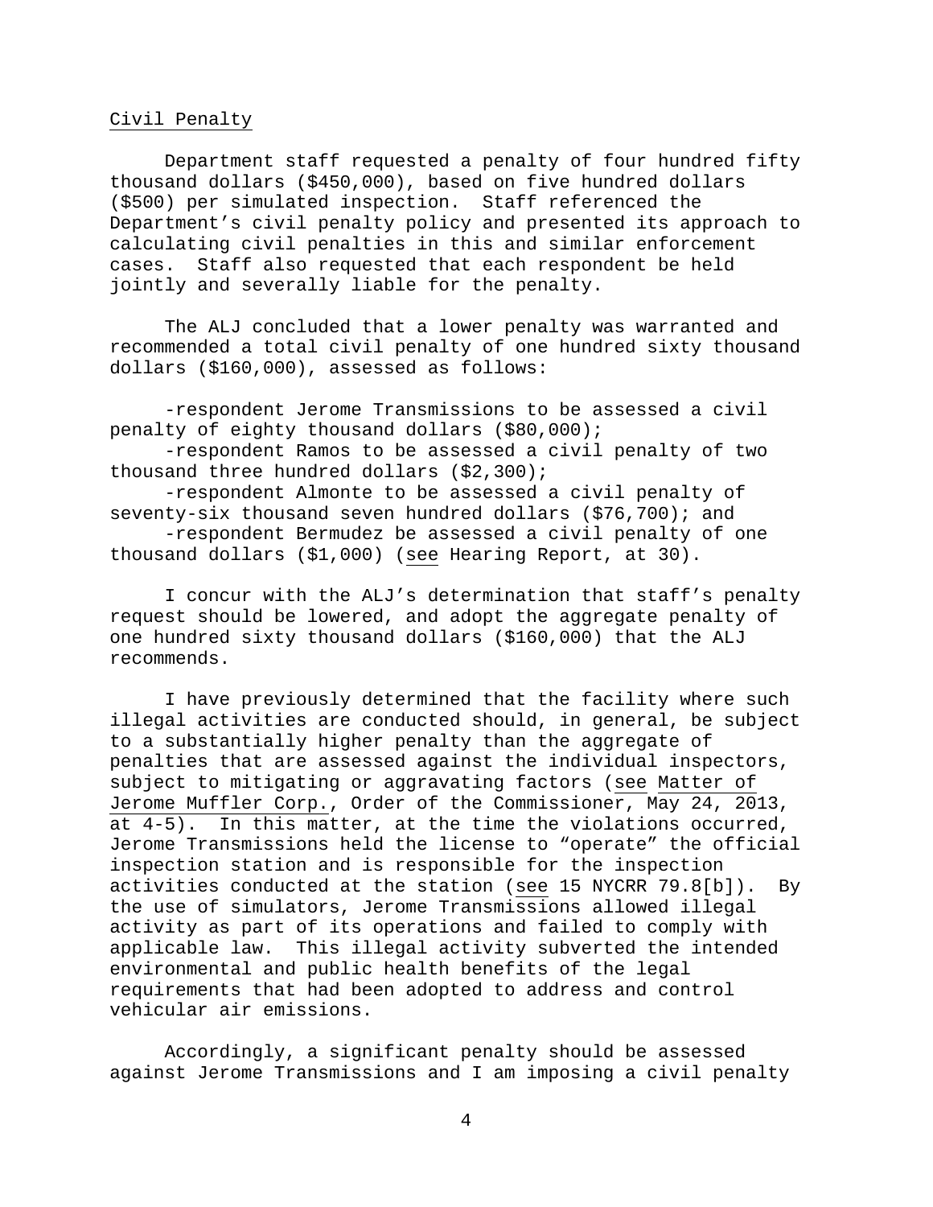Civil Penalty

Department staff requested a penalty of four hundred fifty thousand dollars ($450,000), based on five hundred dollars ($500) per simulated inspection. Staff referenced the Department's civil penalty policy and presented its approach to calculating civil penalties in this and similar enforcement cases. Staff also requested that each respondent be held jointly and severally liable for the penalty.

The ALJ concluded that a lower penalty was warranted and recommended a total civil penalty of one hundred sixty thousand dollars ($160,000), assessed as follows:

-respondent Jerome Transmissions to be assessed a civil penalty of eighty thousand dollars ($80,000);

-respondent Ramos to be assessed a civil penalty of two thousand three hundred dollars ($2,300);

-respondent Almonte to be assessed a civil penalty of seventy-six thousand seven hundred dollars ($76,700); and

-respondent Bermudez be assessed a civil penalty of one thousand dollars ($1,000) (see Hearing Report, at 30).

I concur with the ALJ's determination that staff's penalty request should be lowered, and adopt the aggregate penalty of one hundred sixty thousand dollars ($160,000) that the ALJ recommends.

I have previously determined that the facility where such illegal activities are conducted should, in general, be subject to a substantially higher penalty than the aggregate of penalties that are assessed against the individual inspectors, subject to mitigating or aggravating factors (see Matter of Jerome Muffler Corp., Order of the Commissioner, May 24, 2013, at 4-5). In this matter, at the time the violations occurred, Jerome Transmissions held the license to "operate" the official inspection station and is responsible for the inspection activities conducted at the station (see 15 NYCRR 79.8[b]). By the use of simulators, Jerome Transmissions allowed illegal activity as part of its operations and failed to comply with applicable law. This illegal activity subverted the intended environmental and public health benefits of the legal requirements that had been adopted to address and control vehicular air emissions.

Accordingly, a significant penalty should be assessed against Jerome Transmissions and I am imposing a civil penalty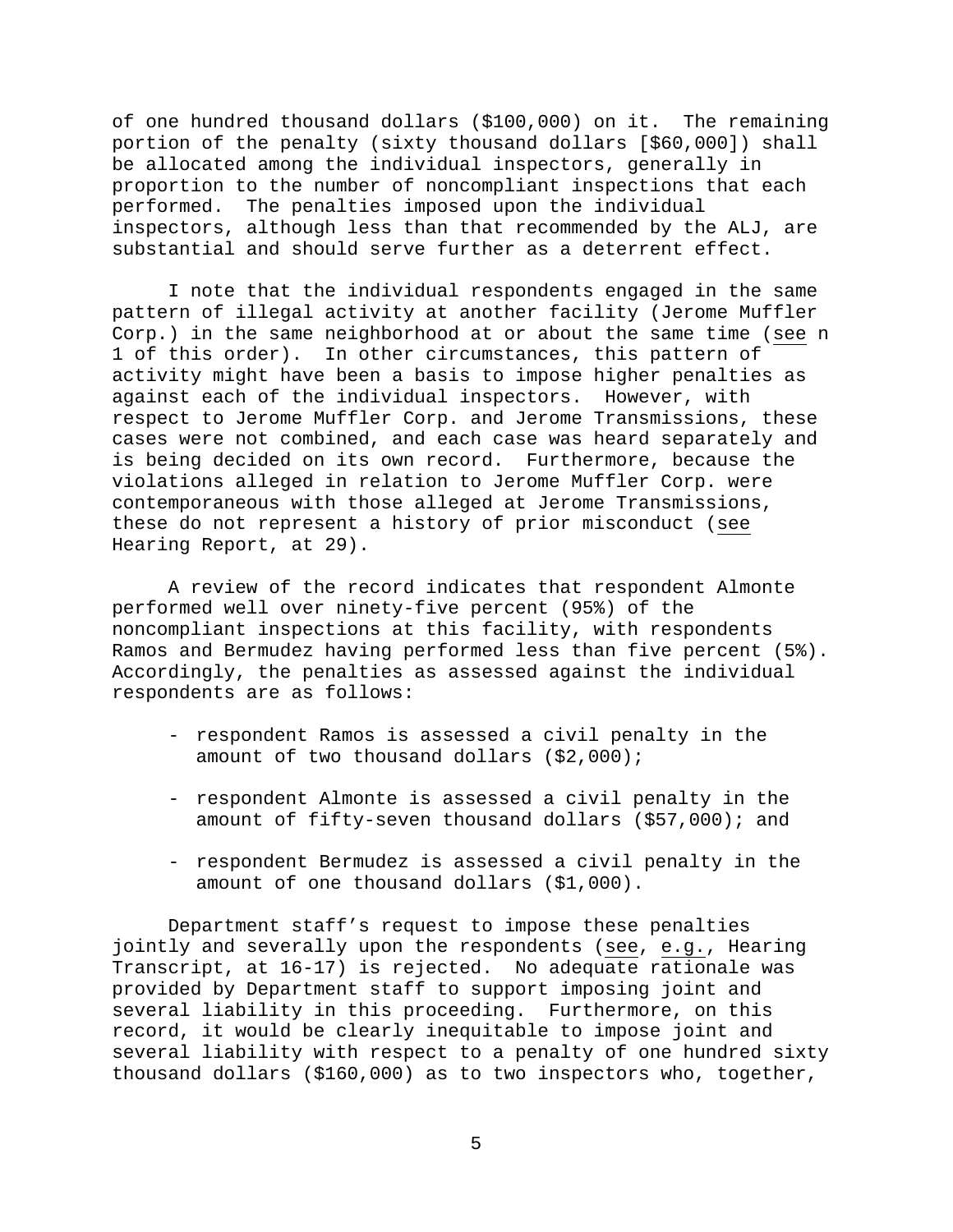of one hundred thousand dollars ($100,000) on it. The remaining portion of the penalty (sixty thousand dollars [$60,000]) shall be allocated among the individual inspectors, generally in proportion to the number of noncompliant inspections that each performed. The penalties imposed upon the individual inspectors, although less than that recommended by the ALJ, are substantial and should serve further as a deterrent effect.

I note that the individual respondents engaged in the same pattern of illegal activity at another facility (Jerome Muffler Corp.) in the same neighborhood at or about the same time (see n 1 of this order). In other circumstances, this pattern of activity might have been a basis to impose higher penalties as against each of the individual inspectors. However, with respect to Jerome Muffler Corp. and Jerome Transmissions, these cases were not combined, and each case was heard separately and is being decided on its own record. Furthermore, because the violations alleged in relation to Jerome Muffler Corp. were contemporaneous with those alleged at Jerome Transmissions, these do not represent a history of prior misconduct (see Hearing Report, at 29).

A review of the record indicates that respondent Almonte performed well over ninety-five percent (95%) of the noncompliant inspections at this facility, with respondents Ramos and Bermudez having performed less than five percent (5%). Accordingly, the penalties as assessed against the individual respondents are as follows:

- respondent Ramos is assessed a civil penalty in the amount of two thousand dollars ($2,000);

- respondent Almonte is assessed a civil penalty in the amount of fifty-seven thousand dollars ($57,000); and

- respondent Bermudez is assessed a civil penalty in the amount of one thousand dollars ($1,000).

Department staff's request to impose these penalties jointly and severally upon the respondents (see, e.g., Hearing Transcript, at 16-17) is rejected. No adequate rationale was provided by Department staff to support imposing joint and several liability in this proceeding. Furthermore, on this record, it would be clearly inequitable to impose joint and several liability with respect to a penalty of one hundred sixty thousand dollars ($160,000) as to two inspectors who, together,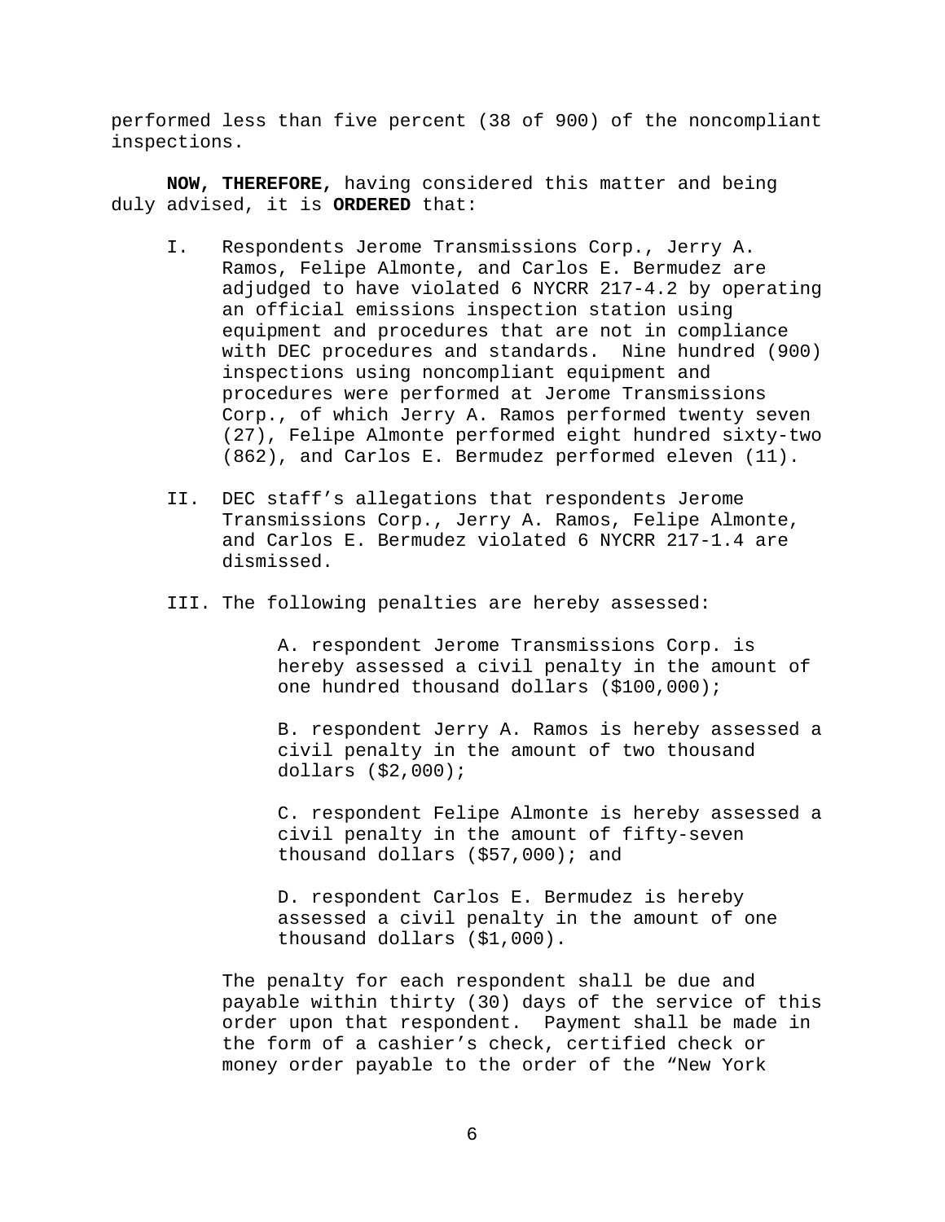performed less than five percent (38 of 900) of the noncompliant inspections.

**NOW, THEREFORE,** having considered this matter and being duly advised, it is **ORDERED** that:

I. Respondents Jerome Transmissions Corp., Jerry A. Ramos, Felipe Almonte, and Carlos E. Bermudez are adjudged to have violated 6 NYCRR 217-4.2 by operating an official emissions inspection station using equipment and procedures that are not in compliance with DEC procedures and standards. Nine hundred (900) inspections using noncompliant equipment and procedures were performed at Jerome Transmissions Corp., of which Jerry A. Ramos performed twenty seven (27), Felipe Almonte performed eight hundred sixty-two (862), and Carlos E. Bermudez performed eleven (11).

II. DEC staff's allegations that respondents Jerome Transmissions Corp., Jerry A. Ramos, Felipe Almonte, and Carlos E. Bermudez violated 6 NYCRR 217-1.4 are dismissed.

III. The following penalties are hereby assessed:

A. respondent Jerome Transmissions Corp. is hereby assessed a civil penalty in the amount of one hundred thousand dollars ($100,000);

B. respondent Jerry A. Ramos is hereby assessed a civil penalty in the amount of two thousand dollars ($2,000);

C. respondent Felipe Almonte is hereby assessed a civil penalty in the amount of fifty-seven thousand dollars ($57,000); and

D. respondent Carlos E. Bermudez is hereby assessed a civil penalty in the amount of one thousand dollars ($1,000).

The penalty for each respondent shall be due and payable within thirty (30) days of the service of this order upon that respondent. Payment shall be made in the form of a cashier's check, certified check or money order payable to the order of the "New York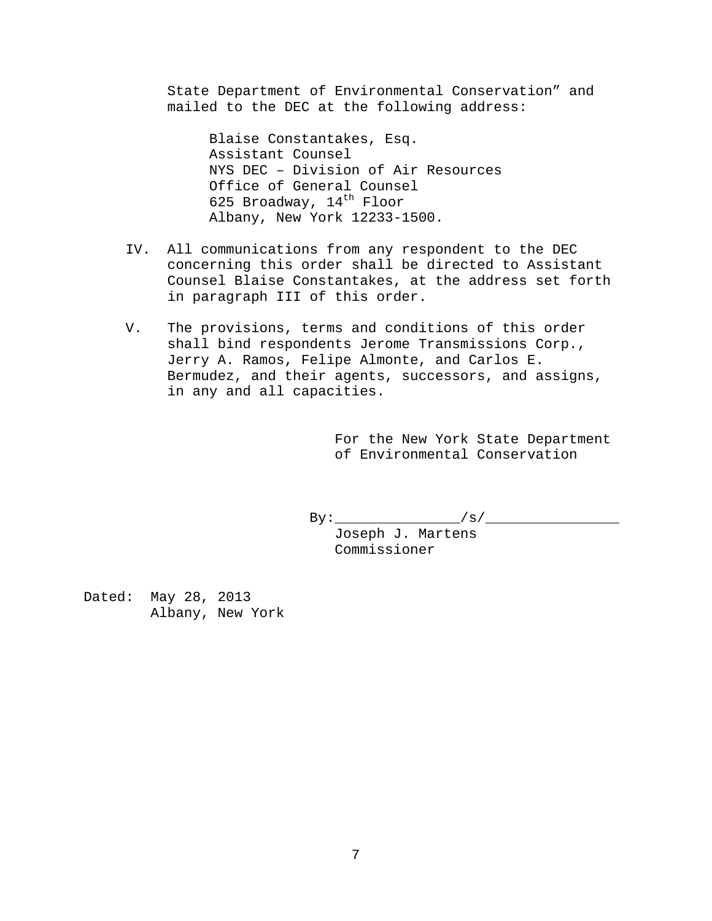State Department of Environmental Conservation" and mailed to the DEC at the following address:

Blaise Constantakes, Esq.
Assistant Counsel
NYS DEC – Division of Air Resources
Office of General Counsel
625 Broadway, 14th Floor
Albany, New York 12233-1500.

IV. All communications from any respondent to the DEC concerning this order shall be directed to Assistant Counsel Blaise Constantakes, at the address set forth in paragraph III of this order.

V. The provisions, terms and conditions of this order shall bind respondents Jerome Transmissions Corp., Jerry A. Ramos, Felipe Almonte, and Carlos E. Bermudez, and their agents, successors, and assigns, in any and all capacities.

For the New York State Department of Environmental Conservation

By:_______________/s/________________
Joseph J. Martens
Commissioner

Dated: May 28, 2013
Albany, New York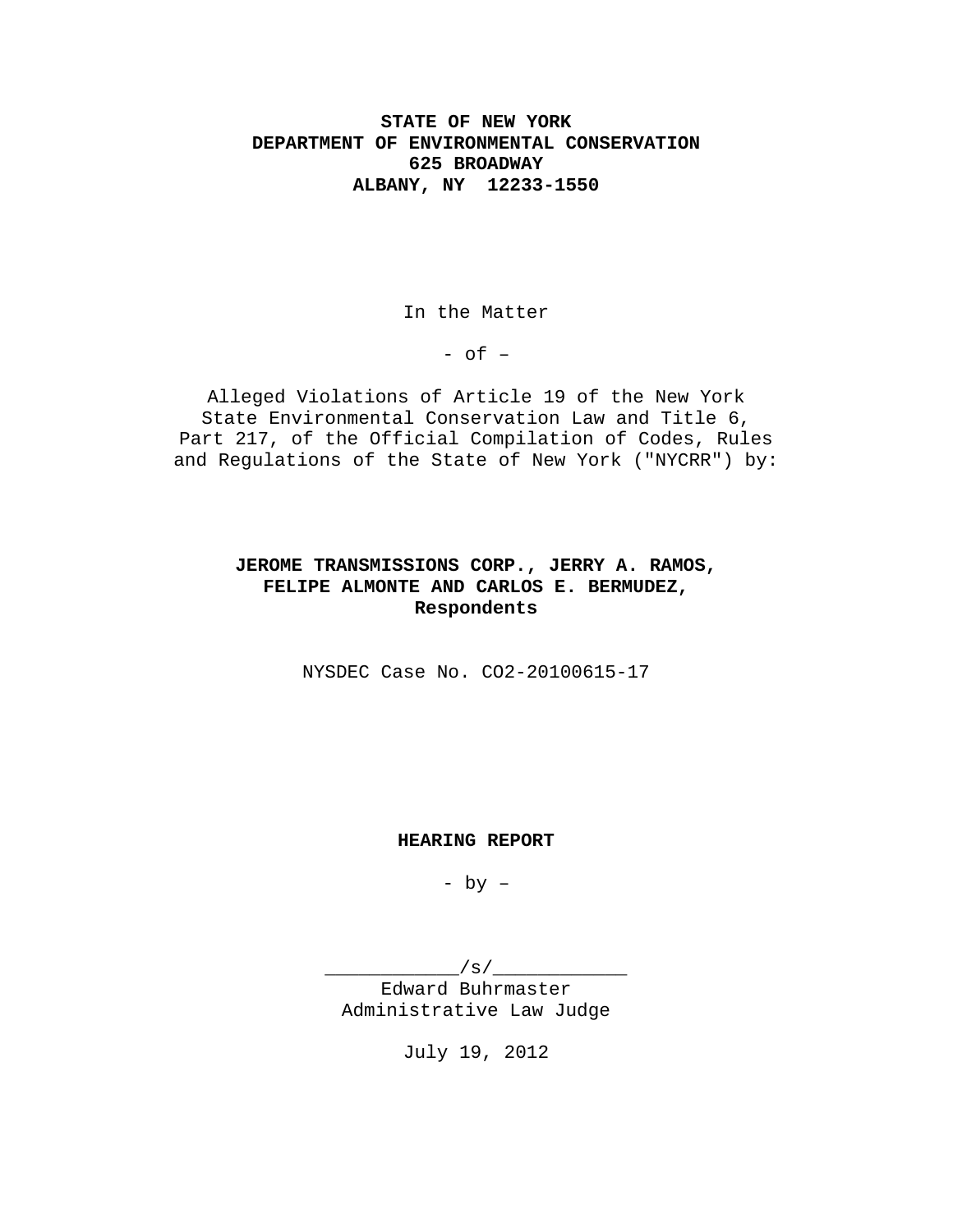**STATE OF NEW YORK**
**DEPARTMENT OF ENVIRONMENTAL CONSERVATION**
**625 BROADWAY**
**ALBANY, NY 12233-1550**

In the Matter

- of –

Alleged Violations of Article 19 of the New York State Environmental Conservation Law and Title 6, Part 217, of the Official Compilation of Codes, Rules and Regulations of the State of New York ("NYCRR") by:

**JEROME TRANSMISSIONS CORP., JERRY A. RAMOS, FELIPE ALMONTE AND CARLOS E. BERMUDEZ, Respondents**

NYSDEC Case No. CO2-20100615-17

**HEARING REPORT**

- by –

___________/s/___________
Edward Buhrmaster
Administrative Law Judge

July 19, 2012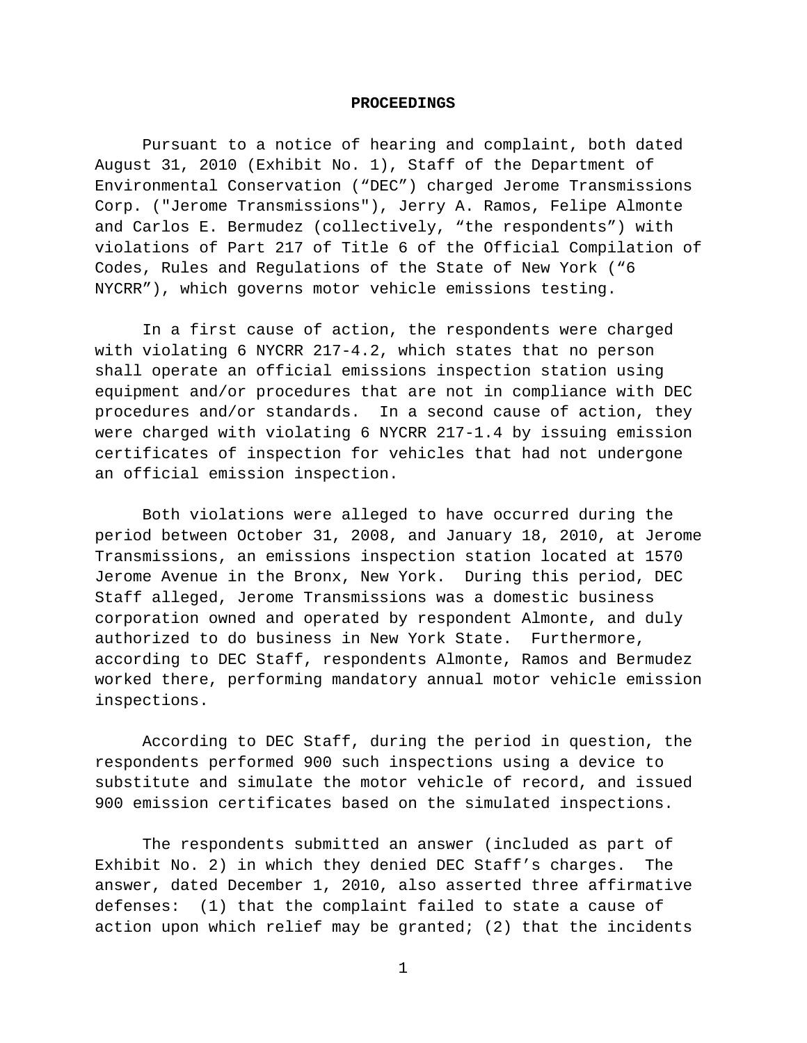## PROCEEDINGS

Pursuant to a notice of hearing and complaint, both dated August 31, 2010 (Exhibit No. 1), Staff of the Department of Environmental Conservation ("DEC") charged Jerome Transmissions Corp. ("Jerome Transmissions"), Jerry A. Ramos, Felipe Almonte and Carlos E. Bermudez (collectively, "the respondents") with violations of Part 217 of Title 6 of the Official Compilation of Codes, Rules and Regulations of the State of New York ("6 NYCRR"), which governs motor vehicle emissions testing.

In a first cause of action, the respondents were charged with violating 6 NYCRR 217-4.2, which states that no person shall operate an official emissions inspection station using equipment and/or procedures that are not in compliance with DEC procedures and/or standards. In a second cause of action, they were charged with violating 6 NYCRR 217-1.4 by issuing emission certificates of inspection for vehicles that had not undergone an official emission inspection.

Both violations were alleged to have occurred during the period between October 31, 2008, and January 18, 2010, at Jerome Transmissions, an emissions inspection station located at 1570 Jerome Avenue in the Bronx, New York. During this period, DEC Staff alleged, Jerome Transmissions was a domestic business corporation owned and operated by respondent Almonte, and duly authorized to do business in New York State. Furthermore, according to DEC Staff, respondents Almonte, Ramos and Bermudez worked there, performing mandatory annual motor vehicle emission inspections.

According to DEC Staff, during the period in question, the respondents performed 900 such inspections using a device to substitute and simulate the motor vehicle of record, and issued 900 emission certificates based on the simulated inspections.

The respondents submitted an answer (included as part of Exhibit No. 2) in which they denied DEC Staff's charges. The answer, dated December 1, 2010, also asserted three affirmative defenses: (1) that the complaint failed to state a cause of action upon which relief may be granted; (2) that the incidents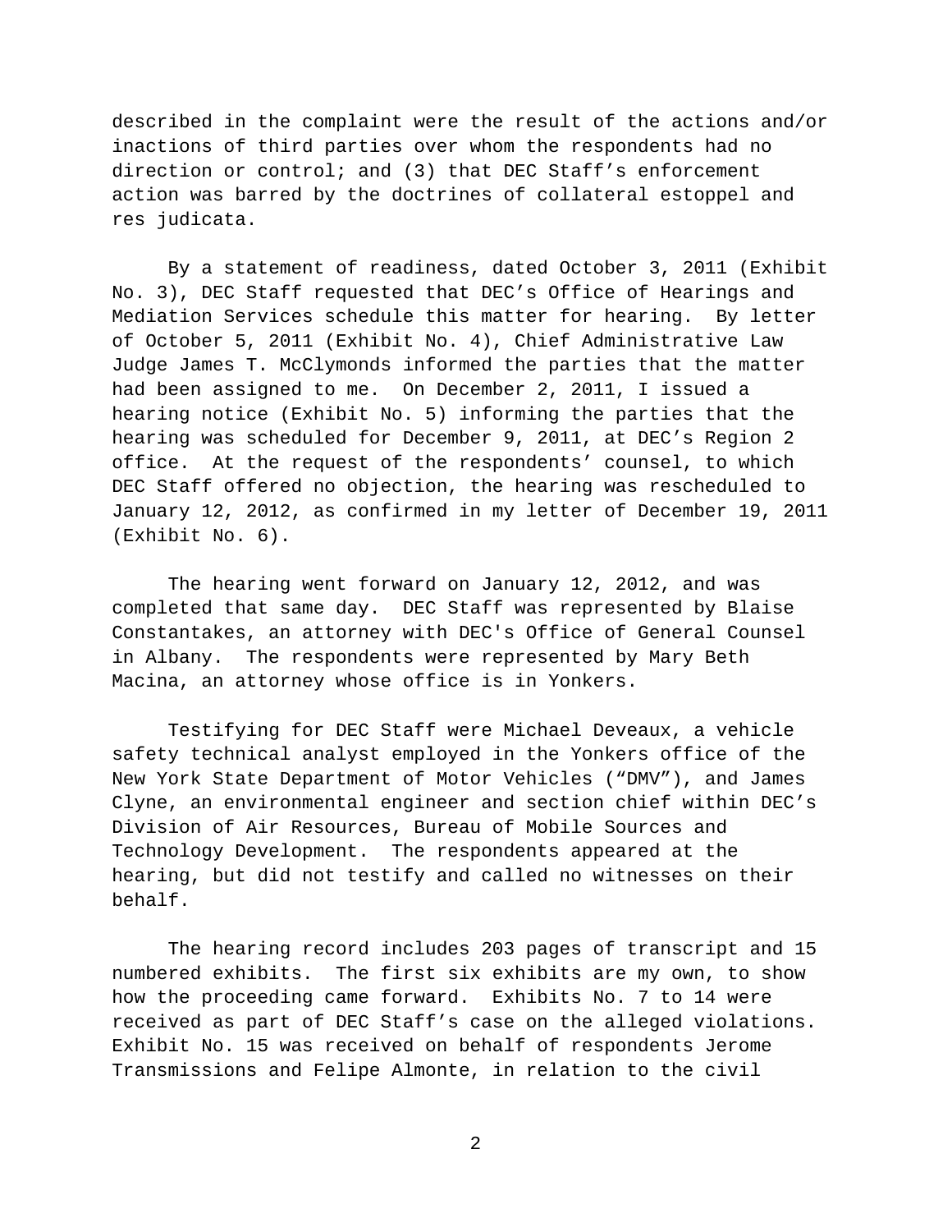described in the complaint were the result of the actions and/or inactions of third parties over whom the respondents had no direction or control; and (3) that DEC Staff's enforcement action was barred by the doctrines of collateral estoppel and res judicata.

By a statement of readiness, dated October 3, 2011 (Exhibit No. 3), DEC Staff requested that DEC's Office of Hearings and Mediation Services schedule this matter for hearing. By letter of October 5, 2011 (Exhibit No. 4), Chief Administrative Law Judge James T. McClymonds informed the parties that the matter had been assigned to me. On December 2, 2011, I issued a hearing notice (Exhibit No. 5) informing the parties that the hearing was scheduled for December 9, 2011, at DEC's Region 2 office. At the request of the respondents' counsel, to which DEC Staff offered no objection, the hearing was rescheduled to January 12, 2012, as confirmed in my letter of December 19, 2011 (Exhibit No. 6).

The hearing went forward on January 12, 2012, and was completed that same day. DEC Staff was represented by Blaise Constantakes, an attorney with DEC's Office of General Counsel in Albany. The respondents were represented by Mary Beth Macina, an attorney whose office is in Yonkers.

Testifying for DEC Staff were Michael Deveaux, a vehicle safety technical analyst employed in the Yonkers office of the New York State Department of Motor Vehicles ("DMV"), and James Clyne, an environmental engineer and section chief within DEC's Division of Air Resources, Bureau of Mobile Sources and Technology Development. The respondents appeared at the hearing, but did not testify and called no witnesses on their behalf.

The hearing record includes 203 pages of transcript and 15 numbered exhibits. The first six exhibits are my own, to show how the proceeding came forward. Exhibits No. 7 to 14 were received as part of DEC Staff's case on the alleged violations. Exhibit No. 15 was received on behalf of respondents Jerome Transmissions and Felipe Almonte, in relation to the civil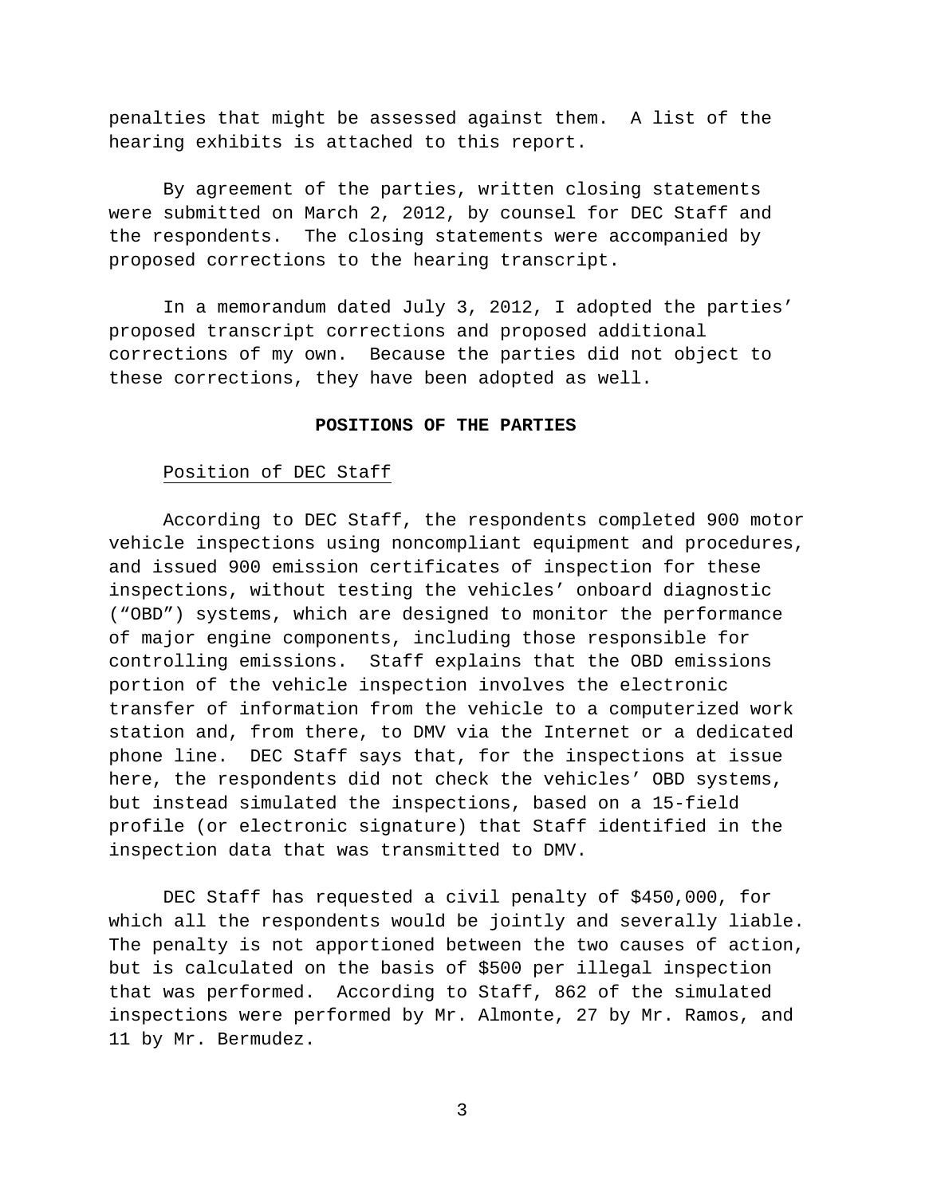penalties that might be assessed against them. A list of the hearing exhibits is attached to this report.

By agreement of the parties, written closing statements were submitted on March 2, 2012, by counsel for DEC Staff and the respondents. The closing statements were accompanied by proposed corrections to the hearing transcript.

In a memorandum dated July 3, 2012, I adopted the parties' proposed transcript corrections and proposed additional corrections of my own. Because the parties did not object to these corrections, they have been adopted as well.

## POSITIONS OF THE PARTIES

### Position of DEC Staff

According to DEC Staff, the respondents completed 900 motor vehicle inspections using noncompliant equipment and procedures, and issued 900 emission certificates of inspection for these inspections, without testing the vehicles' onboard diagnostic ("OBD") systems, which are designed to monitor the performance of major engine components, including those responsible for controlling emissions. Staff explains that the OBD emissions portion of the vehicle inspection involves the electronic transfer of information from the vehicle to a computerized work station and, from there, to DMV via the Internet or a dedicated phone line. DEC Staff says that, for the inspections at issue here, the respondents did not check the vehicles' OBD systems, but instead simulated the inspections, based on a 15-field profile (or electronic signature) that Staff identified in the inspection data that was transmitted to DMV.

DEC Staff has requested a civil penalty of $450,000, for which all the respondents would be jointly and severally liable. The penalty is not apportioned between the two causes of action, but is calculated on the basis of $500 per illegal inspection that was performed. According to Staff, 862 of the simulated inspections were performed by Mr. Almonte, 27 by Mr. Ramos, and 11 by Mr. Bermudez.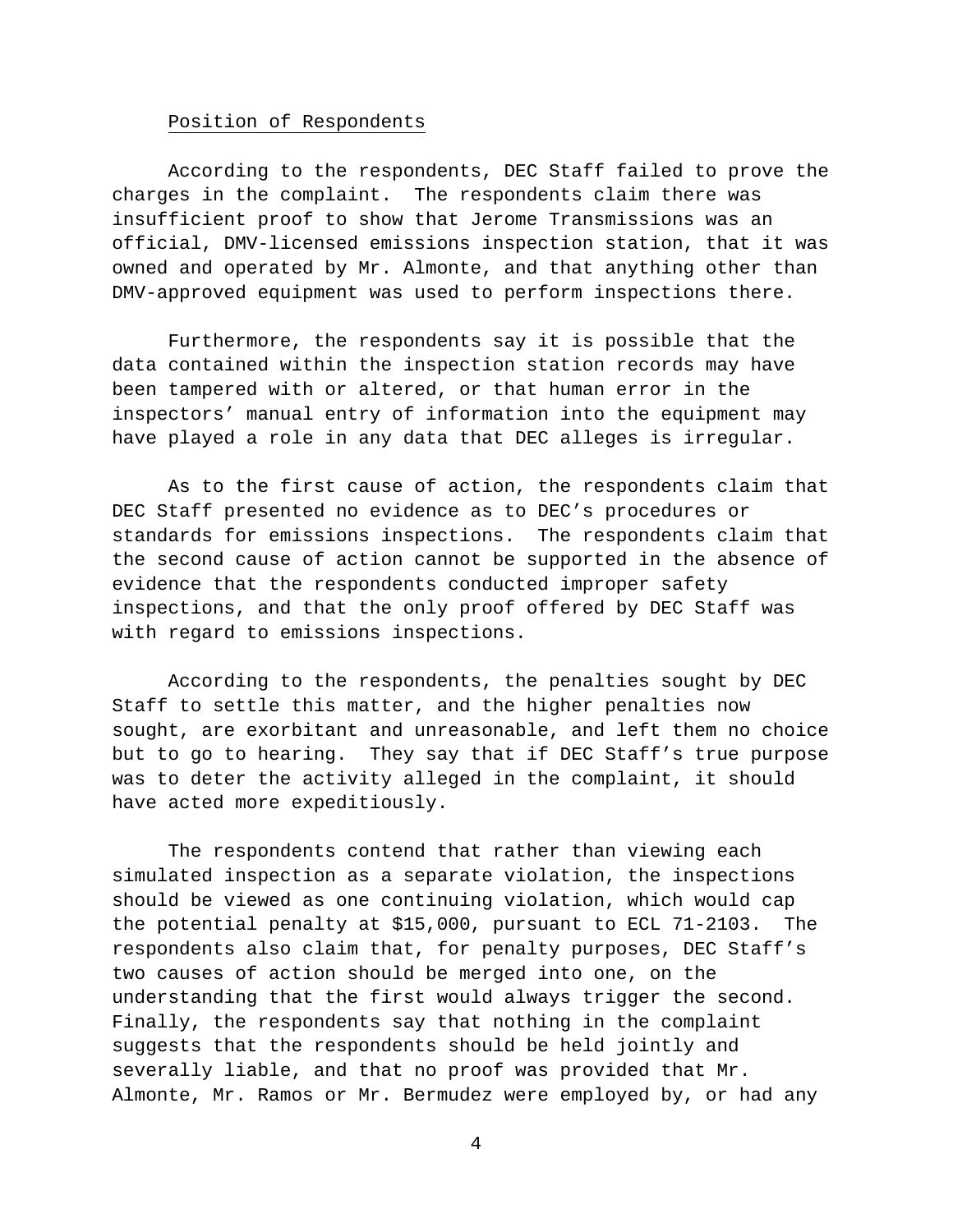<u>Position of Respondents</u>

According to the respondents, DEC Staff failed to prove the charges in the complaint. The respondents claim there was insufficient proof to show that Jerome Transmissions was an official, DMV-licensed emissions inspection station, that it was owned and operated by Mr. Almonte, and that anything other than DMV-approved equipment was used to perform inspections there.

Furthermore, the respondents say it is possible that the data contained within the inspection station records may have been tampered with or altered, or that human error in the inspectors' manual entry of information into the equipment may have played a role in any data that DEC alleges is irregular.

As to the first cause of action, the respondents claim that DEC Staff presented no evidence as to DEC's procedures or standards for emissions inspections. The respondents claim that the second cause of action cannot be supported in the absence of evidence that the respondents conducted improper safety inspections, and that the only proof offered by DEC Staff was with regard to emissions inspections.

According to the respondents, the penalties sought by DEC Staff to settle this matter, and the higher penalties now sought, are exorbitant and unreasonable, and left them no choice but to go to hearing. They say that if DEC Staff's true purpose was to deter the activity alleged in the complaint, it should have acted more expeditiously.

The respondents contend that rather than viewing each simulated inspection as a separate violation, the inspections should be viewed as one continuing violation, which would cap the potential penalty at $15,000, pursuant to ECL 71-2103. The respondents also claim that, for penalty purposes, DEC Staff's two causes of action should be merged into one, on the understanding that the first would always trigger the second. Finally, the respondents say that nothing in the complaint suggests that the respondents should be held jointly and severally liable, and that no proof was provided that Mr. Almonte, Mr. Ramos or Mr. Bermudez were employed by, or had any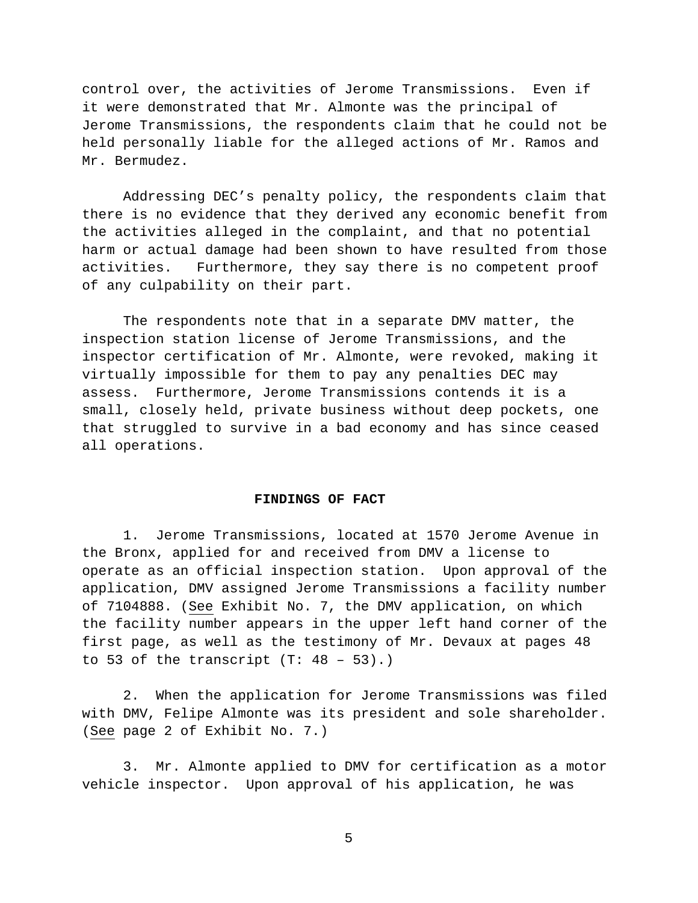control over, the activities of Jerome Transmissions. Even if it were demonstrated that Mr. Almonte was the principal of Jerome Transmissions, the respondents claim that he could not be held personally liable for the alleged actions of Mr. Ramos and Mr. Bermudez.

Addressing DEC's penalty policy, the respondents claim that there is no evidence that they derived any economic benefit from the activities alleged in the complaint, and that no potential harm or actual damage had been shown to have resulted from those activities. Furthermore, they say there is no competent proof of any culpability on their part.

The respondents note that in a separate DMV matter, the inspection station license of Jerome Transmissions, and the inspector certification of Mr. Almonte, were revoked, making it virtually impossible for them to pay any penalties DEC may assess. Furthermore, Jerome Transmissions contends it is a small, closely held, private business without deep pockets, one that struggled to survive in a bad economy and has since ceased all operations.

**FINDINGS OF FACT**

1. Jerome Transmissions, located at 1570 Jerome Avenue in the Bronx, applied for and received from DMV a license to operate as an official inspection station. Upon approval of the application, DMV assigned Jerome Transmissions a facility number of 7104888. (See Exhibit No. 7, the DMV application, on which the facility number appears in the upper left hand corner of the first page, as well as the testimony of Mr. Devaux at pages 48 to 53 of the transcript (T: 48 – 53).)

2. When the application for Jerome Transmissions was filed with DMV, Felipe Almonte was its president and sole shareholder. (See page 2 of Exhibit No. 7.)

3. Mr. Almonte applied to DMV for certification as a motor vehicle inspector. Upon approval of his application, he was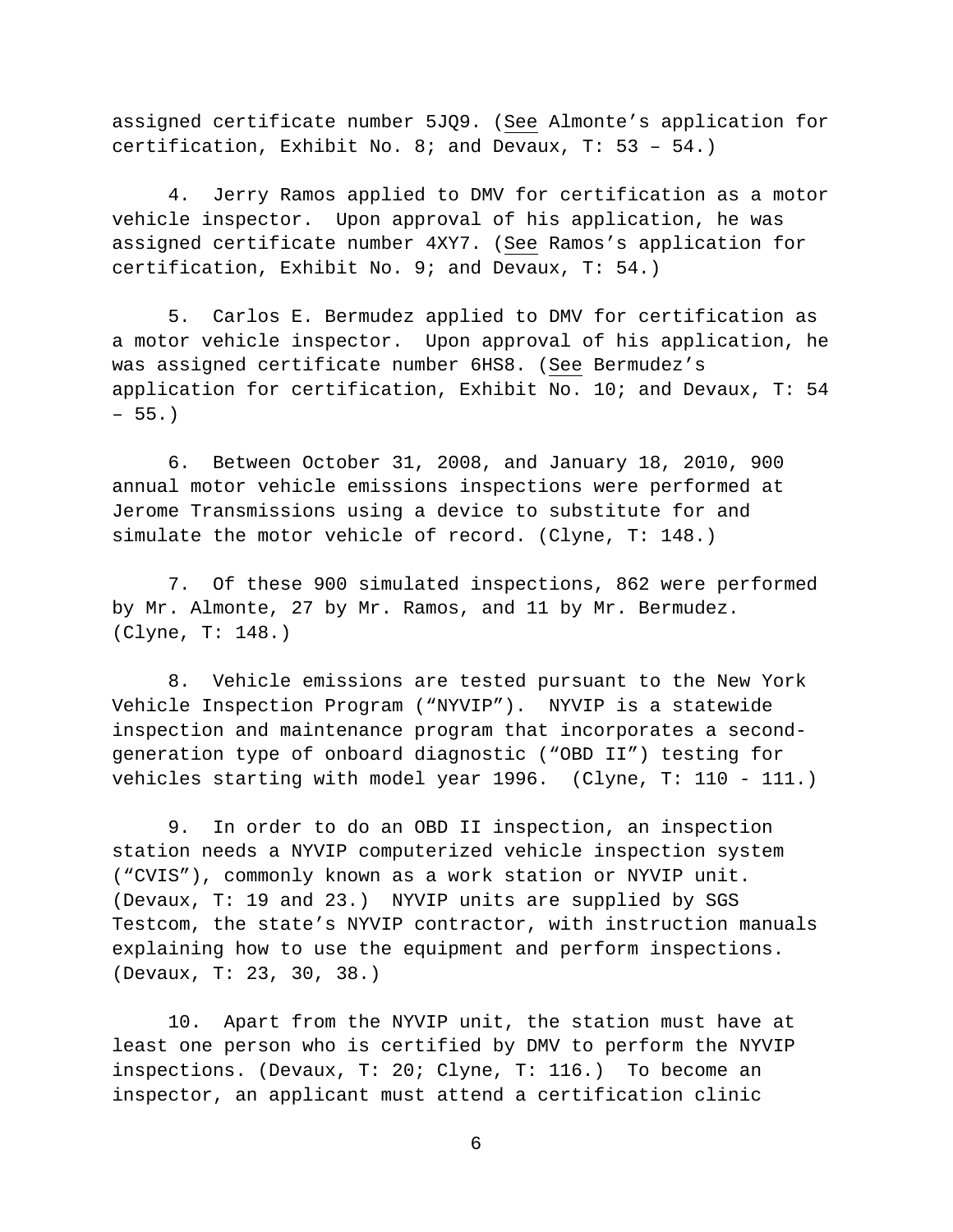assigned certificate number 5JQ9. (See Almonte's application for certification, Exhibit No. 8; and Devaux, T: 53 – 54.)

4. Jerry Ramos applied to DMV for certification as a motor vehicle inspector. Upon approval of his application, he was assigned certificate number 4XY7. (See Ramos's application for certification, Exhibit No. 9; and Devaux, T: 54.)

5. Carlos E. Bermudez applied to DMV for certification as a motor vehicle inspector. Upon approval of his application, he was assigned certificate number 6HS8. (See Bermudez's application for certification, Exhibit No. 10; and Devaux, T: 54 – 55.)

6. Between October 31, 2008, and January 18, 2010, 900 annual motor vehicle emissions inspections were performed at Jerome Transmissions using a device to substitute for and simulate the motor vehicle of record. (Clyne, T: 148.)

7. Of these 900 simulated inspections, 862 were performed by Mr. Almonte, 27 by Mr. Ramos, and 11 by Mr. Bermudez. (Clyne, T: 148.)

8. Vehicle emissions are tested pursuant to the New York Vehicle Inspection Program ("NYVIP"). NYVIP is a statewide inspection and maintenance program that incorporates a second-generation type of onboard diagnostic ("OBD II") testing for vehicles starting with model year 1996. (Clyne, T: 110 - 111.)

9. In order to do an OBD II inspection, an inspection station needs a NYVIP computerized vehicle inspection system ("CVIS"), commonly known as a work station or NYVIP unit. (Devaux, T: 19 and 23.) NYVIP units are supplied by SGS Testcom, the state's NYVIP contractor, with instruction manuals explaining how to use the equipment and perform inspections. (Devaux, T: 23, 30, 38.)

10. Apart from the NYVIP unit, the station must have at least one person who is certified by DMV to perform the NYVIP inspections. (Devaux, T: 20; Clyne, T: 116.) To become an inspector, an applicant must attend a certification clinic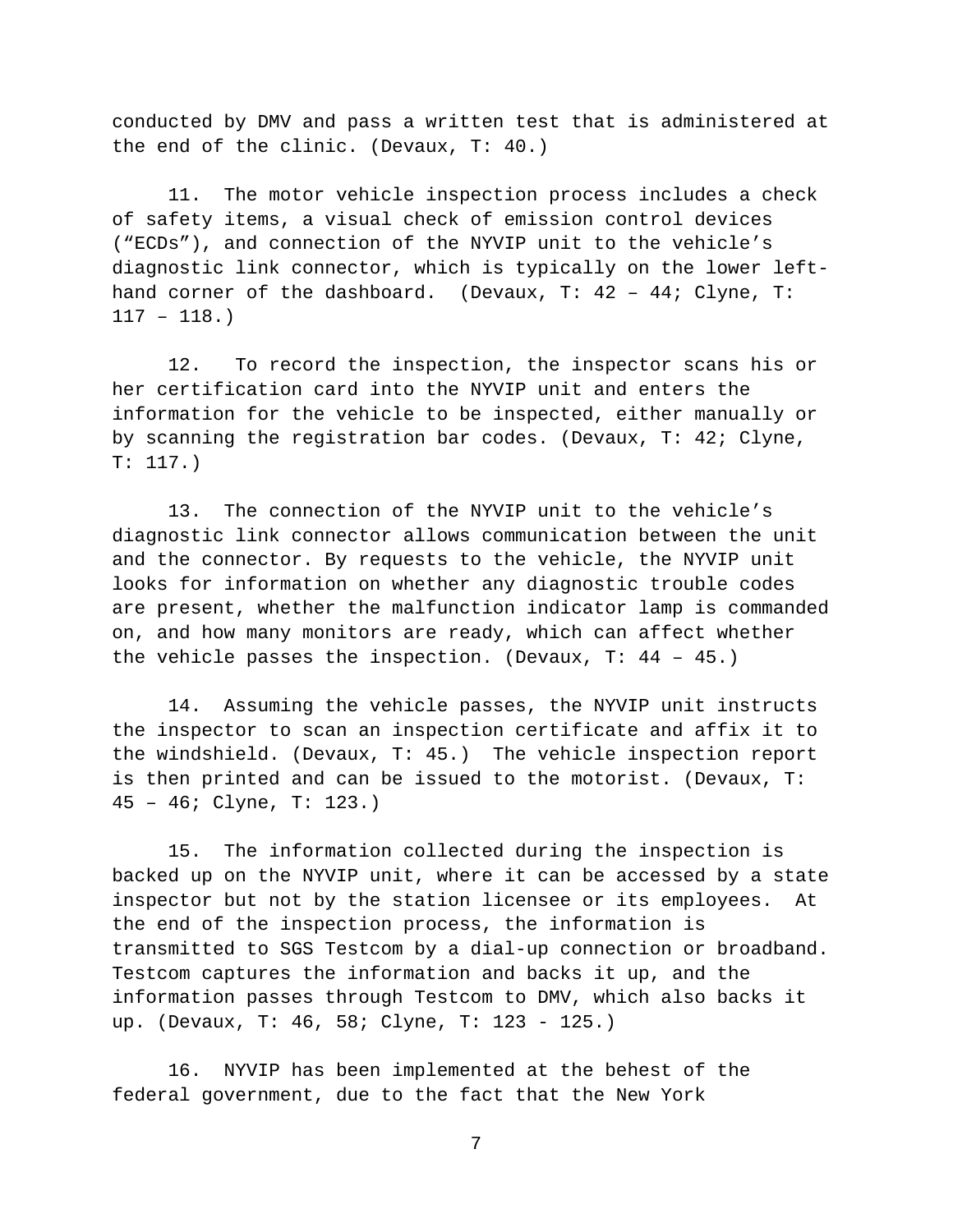conducted by DMV and pass a written test that is administered at the end of the clinic. (Devaux, T: 40.)

11. The motor vehicle inspection process includes a check of safety items, a visual check of emission control devices ("ECDs"), and connection of the NYVIP unit to the vehicle's diagnostic link connector, which is typically on the lower left-hand corner of the dashboard. (Devaux, T: 42 – 44; Clyne, T: 117 – 118.)

12. To record the inspection, the inspector scans his or her certification card into the NYVIP unit and enters the information for the vehicle to be inspected, either manually or by scanning the registration bar codes. (Devaux, T: 42; Clyne, T: 117.)

13. The connection of the NYVIP unit to the vehicle's diagnostic link connector allows communication between the unit and the connector. By requests to the vehicle, the NYVIP unit looks for information on whether any diagnostic trouble codes are present, whether the malfunction indicator lamp is commanded on, and how many monitors are ready, which can affect whether the vehicle passes the inspection. (Devaux, T: 44 – 45.)

14. Assuming the vehicle passes, the NYVIP unit instructs the inspector to scan an inspection certificate and affix it to the windshield. (Devaux, T: 45.) The vehicle inspection report is then printed and can be issued to the motorist. (Devaux, T: 45 – 46; Clyne, T: 123.)

15. The information collected during the inspection is backed up on the NYVIP unit, where it can be accessed by a state inspector but not by the station licensee or its employees. At the end of the inspection process, the information is transmitted to SGS Testcom by a dial-up connection or broadband. Testcom captures the information and backs it up, and the information passes through Testcom to DMV, which also backs it up. (Devaux, T: 46, 58; Clyne, T: 123 - 125.)

16. NYVIP has been implemented at the behest of the federal government, due to the fact that the New York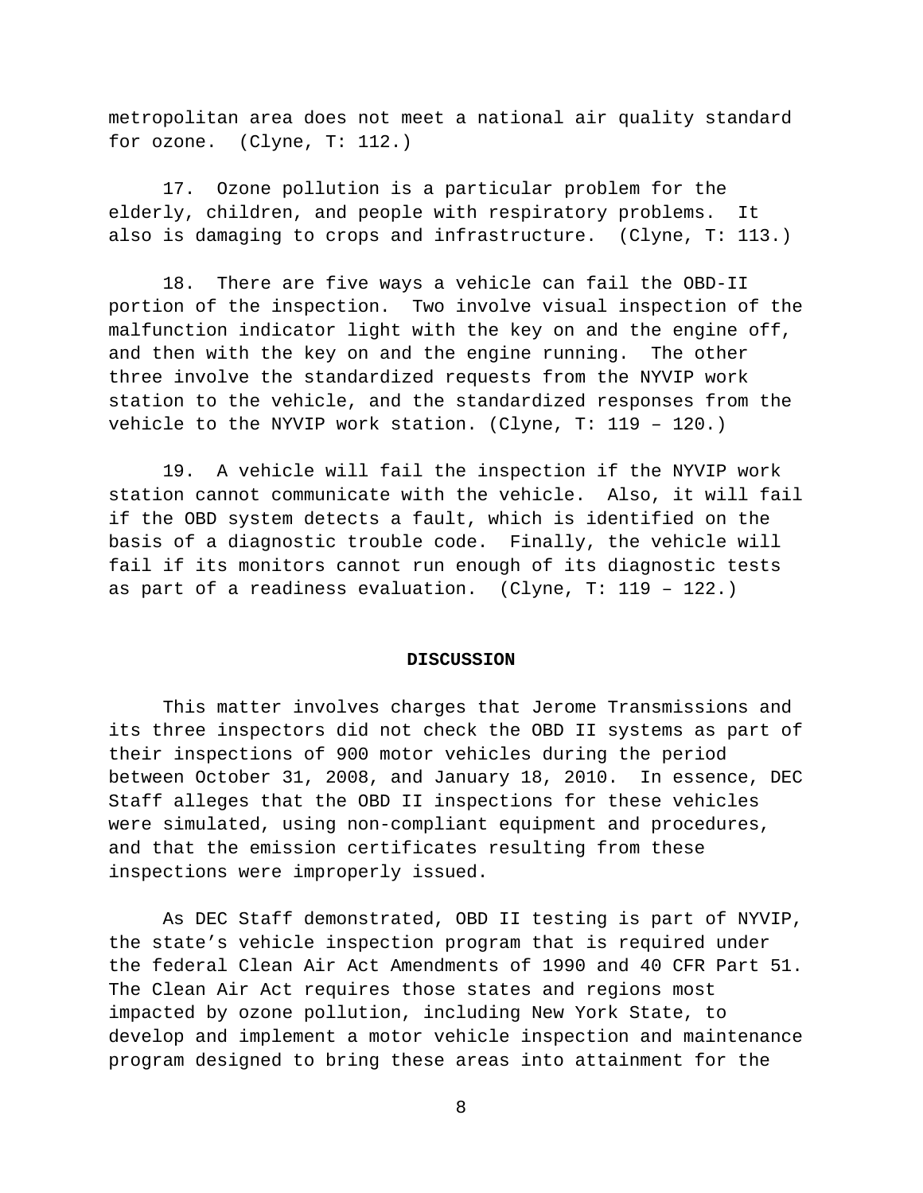metropolitan area does not meet a national air quality standard for ozone. (Clyne, T: 112.)

17. Ozone pollution is a particular problem for the elderly, children, and people with respiratory problems. It also is damaging to crops and infrastructure. (Clyne, T: 113.)

18. There are five ways a vehicle can fail the OBD-II portion of the inspection. Two involve visual inspection of the malfunction indicator light with the key on and the engine off, and then with the key on and the engine running. The other three involve the standardized requests from the NYVIP work station to the vehicle, and the standardized responses from the vehicle to the NYVIP work station. (Clyne, T: 119 – 120.)

19. A vehicle will fail the inspection if the NYVIP work station cannot communicate with the vehicle. Also, it will fail if the OBD system detects a fault, which is identified on the basis of a diagnostic trouble code. Finally, the vehicle will fail if its monitors cannot run enough of its diagnostic tests as part of a readiness evaluation. (Clyne, T: 119 – 122.)

## DISCUSSION

This matter involves charges that Jerome Transmissions and its three inspectors did not check the OBD II systems as part of their inspections of 900 motor vehicles during the period between October 31, 2008, and January 18, 2010. In essence, DEC Staff alleges that the OBD II inspections for these vehicles were simulated, using non-compliant equipment and procedures, and that the emission certificates resulting from these inspections were improperly issued.

As DEC Staff demonstrated, OBD II testing is part of NYVIP, the state's vehicle inspection program that is required under the federal Clean Air Act Amendments of 1990 and 40 CFR Part 51. The Clean Air Act requires those states and regions most impacted by ozone pollution, including New York State, to develop and implement a motor vehicle inspection and maintenance program designed to bring these areas into attainment for the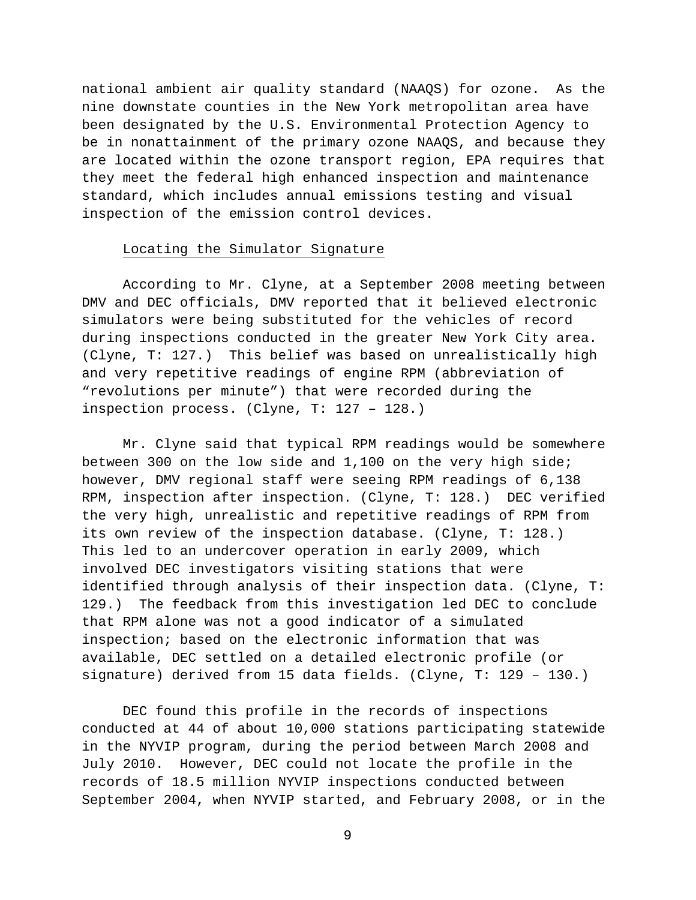national ambient air quality standard (NAAQS) for ozone. As the nine downstate counties in the New York metropolitan area have been designated by the U.S. Environmental Protection Agency to be in nonattainment of the primary ozone NAAQS, and because they are located within the ozone transport region, EPA requires that they meet the federal high enhanced inspection and maintenance standard, which includes annual emissions testing and visual inspection of the emission control devices.

<u>Locating the Simulator Signature</u>

According to Mr. Clyne, at a September 2008 meeting between DMV and DEC officials, DMV reported that it believed electronic simulators were being substituted for the vehicles of record during inspections conducted in the greater New York City area. (Clyne, T: 127.) This belief was based on unrealistically high and very repetitive readings of engine RPM (abbreviation of "revolutions per minute") that were recorded during the inspection process. (Clyne, T: 127 – 128.)

Mr. Clyne said that typical RPM readings would be somewhere between 300 on the low side and 1,100 on the very high side; however, DMV regional staff were seeing RPM readings of 6,138 RPM, inspection after inspection. (Clyne, T: 128.) DEC verified the very high, unrealistic and repetitive readings of RPM from its own review of the inspection database. (Clyne, T: 128.) This led to an undercover operation in early 2009, which involved DEC investigators visiting stations that were identified through analysis of their inspection data. (Clyne, T: 129.) The feedback from this investigation led DEC to conclude that RPM alone was not a good indicator of a simulated inspection; based on the electronic information that was available, DEC settled on a detailed electronic profile (or signature) derived from 15 data fields. (Clyne, T: 129 – 130.)

DEC found this profile in the records of inspections conducted at 44 of about 10,000 stations participating statewide in the NYVIP program, during the period between March 2008 and July 2010. However, DEC could not locate the profile in the records of 18.5 million NYVIP inspections conducted between September 2004, when NYVIP started, and February 2008, or in the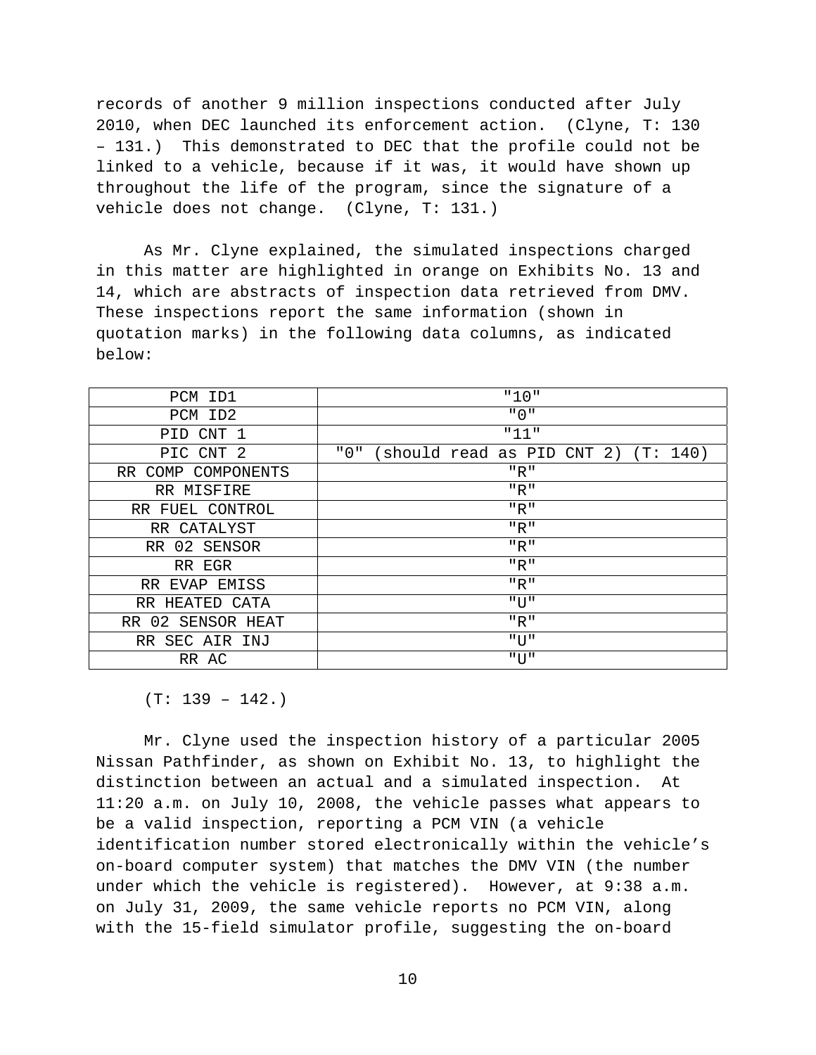records of another 9 million inspections conducted after July 2010, when DEC launched its enforcement action. (Clyne, T: 130 – 131.) This demonstrated to DEC that the profile could not be linked to a vehicle, because if it was, it would have shown up throughout the life of the program, since the signature of a vehicle does not change. (Clyne, T: 131.)

As Mr. Clyne explained, the simulated inspections charged in this matter are highlighted in orange on Exhibits No. 13 and 14, which are abstracts of inspection data retrieved from DMV. These inspections report the same information (shown in quotation marks) in the following data columns, as indicated below:

| | |
|---|---|
| PCM ID1 | "10" |
| PCM ID2 | "0" |
| PID CNT 1 | "11" |
| PIC CNT 2 | "0" (should read as PID CNT 2) (T: 140) |
| RR COMP COMPONENTS | "R" |
| RR MISFIRE | "R" |
| RR FUEL CONTROL | "R" |
| RR CATALYST | "R" |
| RR 02 SENSOR | "R" |
| RR EGR | "R" |
| RR EVAP EMISS | "R" |
| RR HEATED CATA | "U" |
| RR 02 SENSOR HEAT | "R" |
| RR SEC AIR INJ | "U" |
| RR AC | "U" |

(T: 139 – 142.)

Mr. Clyne used the inspection history of a particular 2005 Nissan Pathfinder, as shown on Exhibit No. 13, to highlight the distinction between an actual and a simulated inspection. At 11:20 a.m. on July 10, 2008, the vehicle passes what appears to be a valid inspection, reporting a PCM VIN (a vehicle identification number stored electronically within the vehicle's on-board computer system) that matches the DMV VIN (the number under which the vehicle is registered). However, at 9:38 a.m. on July 31, 2009, the same vehicle reports no PCM VIN, along with the 15-field simulator profile, suggesting the on-board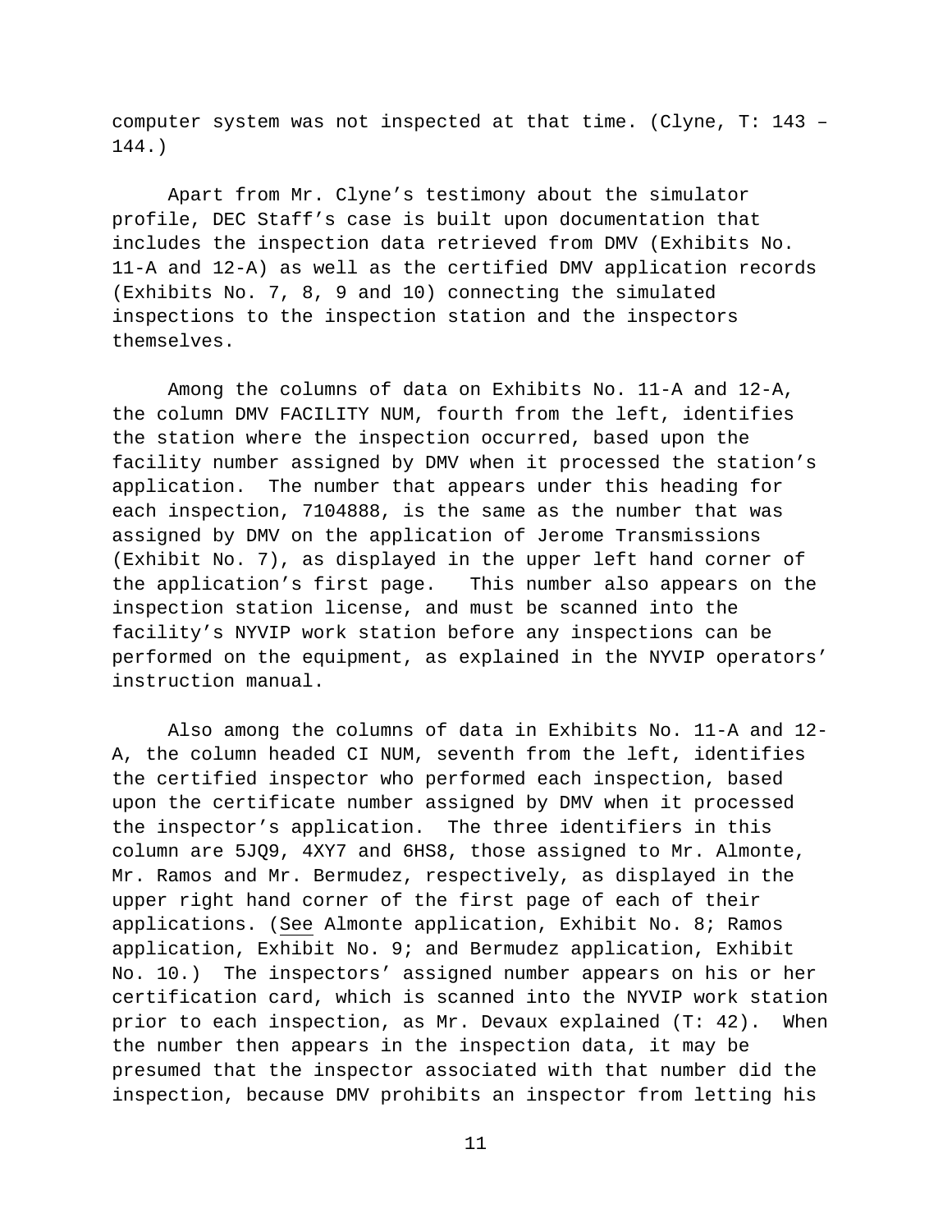computer system was not inspected at that time. (Clyne, T: 143 – 144.)

Apart from Mr. Clyne's testimony about the simulator profile, DEC Staff's case is built upon documentation that includes the inspection data retrieved from DMV (Exhibits No. 11-A and 12-A) as well as the certified DMV application records (Exhibits No. 7, 8, 9 and 10) connecting the simulated inspections to the inspection station and the inspectors themselves.

Among the columns of data on Exhibits No. 11-A and 12-A, the column DMV FACILITY NUM, fourth from the left, identifies the station where the inspection occurred, based upon the facility number assigned by DMV when it processed the station's application. The number that appears under this heading for each inspection, 7104888, is the same as the number that was assigned by DMV on the application of Jerome Transmissions (Exhibit No. 7), as displayed in the upper left hand corner of the application's first page. This number also appears on the inspection station license, and must be scanned into the facility's NYVIP work station before any inspections can be performed on the equipment, as explained in the NYVIP operators' instruction manual.

Also among the columns of data in Exhibits No. 11-A and 12-A, the column headed CI NUM, seventh from the left, identifies the certified inspector who performed each inspection, based upon the certificate number assigned by DMV when it processed the inspector's application. The three identifiers in this column are 5JQ9, 4XY7 and 6HS8, those assigned to Mr. Almonte, Mr. Ramos and Mr. Bermudez, respectively, as displayed in the upper right hand corner of the first page of each of their applications. (<u>See</u> Almonte application, Exhibit No. 8; Ramos application, Exhibit No. 9; and Bermudez application, Exhibit No. 10.) The inspectors' assigned number appears on his or her certification card, which is scanned into the NYVIP work station prior to each inspection, as Mr. Devaux explained (T: 42). When the number then appears in the inspection data, it may be presumed that the inspector associated with that number did the inspection, because DMV prohibits an inspector from letting his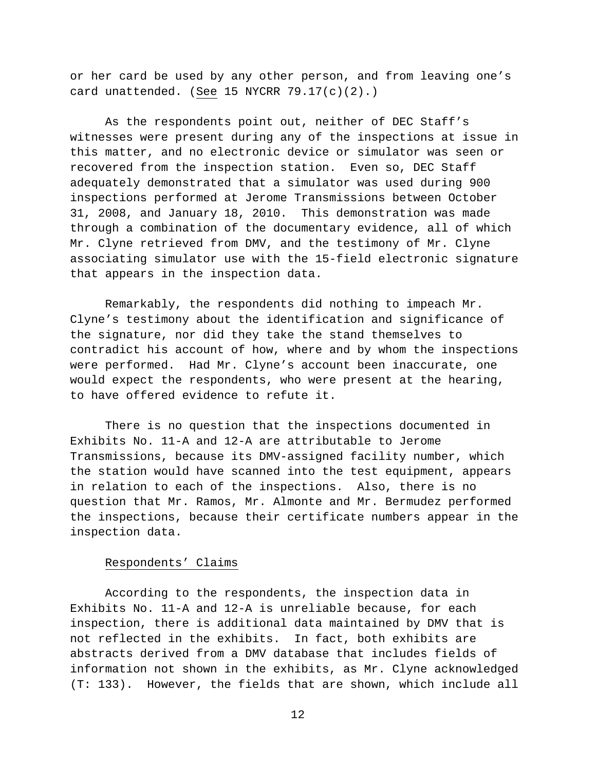or her card be used by any other person, and from leaving one's card unattended. (See 15 NYCRR 79.17(c)(2).)

As the respondents point out, neither of DEC Staff's witnesses were present during any of the inspections at issue in this matter, and no electronic device or simulator was seen or recovered from the inspection station. Even so, DEC Staff adequately demonstrated that a simulator was used during 900 inspections performed at Jerome Transmissions between October 31, 2008, and January 18, 2010. This demonstration was made through a combination of the documentary evidence, all of which Mr. Clyne retrieved from DMV, and the testimony of Mr. Clyne associating simulator use with the 15-field electronic signature that appears in the inspection data.

Remarkably, the respondents did nothing to impeach Mr. Clyne's testimony about the identification and significance of the signature, nor did they take the stand themselves to contradict his account of how, where and by whom the inspections were performed. Had Mr. Clyne's account been inaccurate, one would expect the respondents, who were present at the hearing, to have offered evidence to refute it.

There is no question that the inspections documented in Exhibits No. 11-A and 12-A are attributable to Jerome Transmissions, because its DMV-assigned facility number, which the station would have scanned into the test equipment, appears in relation to each of the inspections. Also, there is no question that Mr. Ramos, Mr. Almonte and Mr. Bermudez performed the inspections, because their certificate numbers appear in the inspection data.

Respondents' Claims

According to the respondents, the inspection data in Exhibits No. 11-A and 12-A is unreliable because, for each inspection, there is additional data maintained by DMV that is not reflected in the exhibits. In fact, both exhibits are abstracts derived from a DMV database that includes fields of information not shown in the exhibits, as Mr. Clyne acknowledged (T: 133). However, the fields that are shown, which include all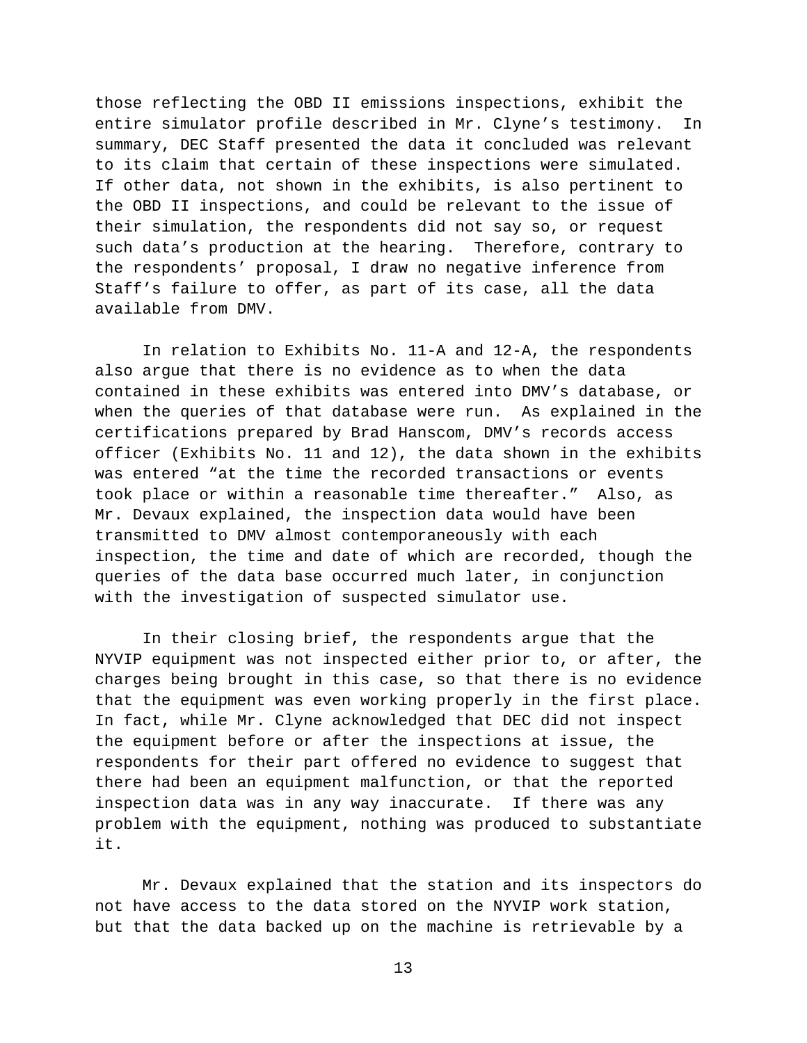those reflecting the OBD II emissions inspections, exhibit the entire simulator profile described in Mr. Clyne's testimony. In summary, DEC Staff presented the data it concluded was relevant to its claim that certain of these inspections were simulated. If other data, not shown in the exhibits, is also pertinent to the OBD II inspections, and could be relevant to the issue of their simulation, the respondents did not say so, or request such data's production at the hearing. Therefore, contrary to the respondents' proposal, I draw no negative inference from Staff's failure to offer, as part of its case, all the data available from DMV.

In relation to Exhibits No. 11-A and 12-A, the respondents also argue that there is no evidence as to when the data contained in these exhibits was entered into DMV's database, or when the queries of that database were run. As explained in the certifications prepared by Brad Hanscom, DMV's records access officer (Exhibits No. 11 and 12), the data shown in the exhibits was entered "at the time the recorded transactions or events took place or within a reasonable time thereafter." Also, as Mr. Devaux explained, the inspection data would have been transmitted to DMV almost contemporaneously with each inspection, the time and date of which are recorded, though the queries of the data base occurred much later, in conjunction with the investigation of suspected simulator use.

In their closing brief, the respondents argue that the NYVIP equipment was not inspected either prior to, or after, the charges being brought in this case, so that there is no evidence that the equipment was even working properly in the first place. In fact, while Mr. Clyne acknowledged that DEC did not inspect the equipment before or after the inspections at issue, the respondents for their part offered no evidence to suggest that there had been an equipment malfunction, or that the reported inspection data was in any way inaccurate. If there was any problem with the equipment, nothing was produced to substantiate it.

Mr. Devaux explained that the station and its inspectors do not have access to the data stored on the NYVIP work station, but that the data backed up on the machine is retrievable by a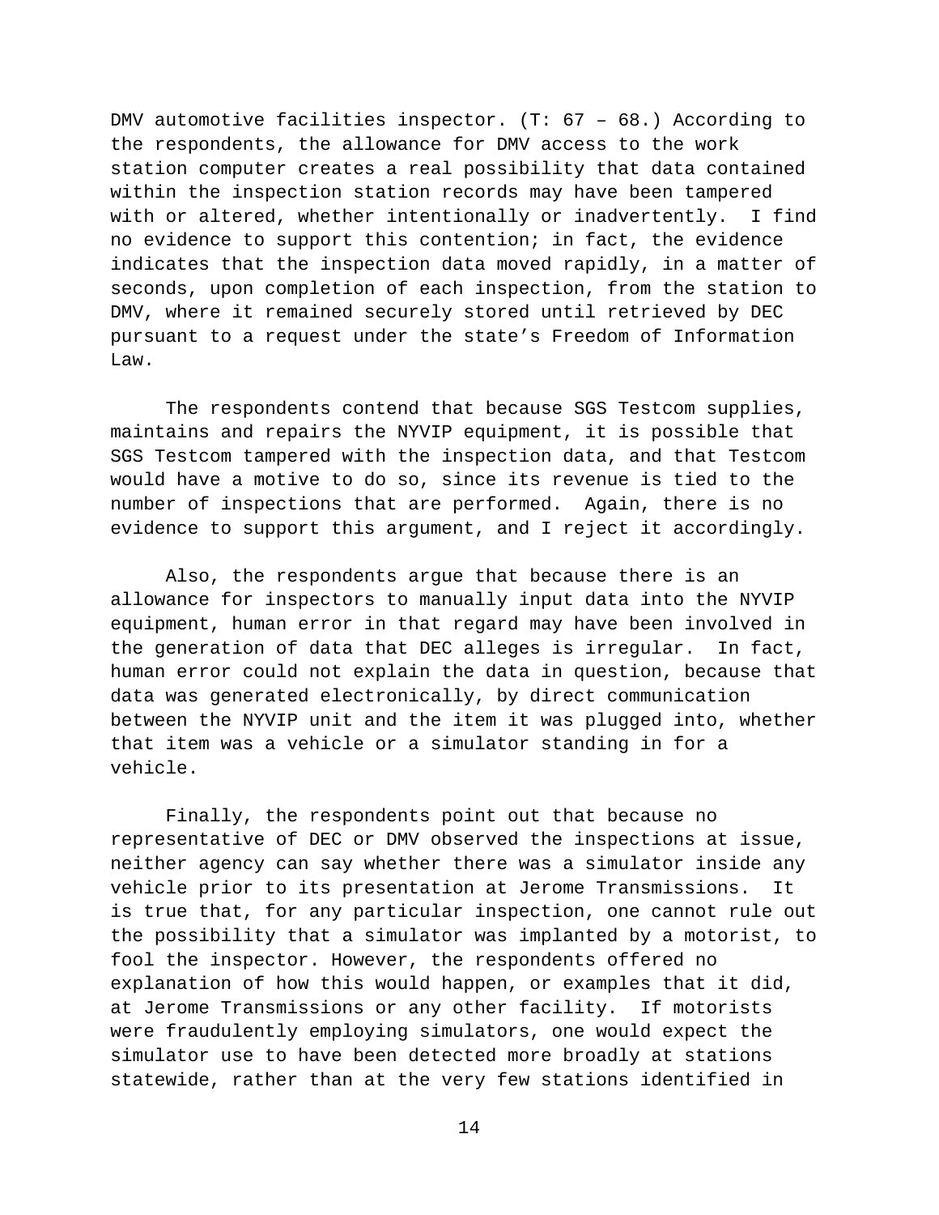DMV automotive facilities inspector. (T: 67 – 68.) According to the respondents, the allowance for DMV access to the work station computer creates a real possibility that data contained within the inspection station records may have been tampered with or altered, whether intentionally or inadvertently. I find no evidence to support this contention; in fact, the evidence indicates that the inspection data moved rapidly, in a matter of seconds, upon completion of each inspection, from the station to DMV, where it remained securely stored until retrieved by DEC pursuant to a request under the state's Freedom of Information Law.

The respondents contend that because SGS Testcom supplies, maintains and repairs the NYVIP equipment, it is possible that SGS Testcom tampered with the inspection data, and that Testcom would have a motive to do so, since its revenue is tied to the number of inspections that are performed. Again, there is no evidence to support this argument, and I reject it accordingly.

Also, the respondents argue that because there is an allowance for inspectors to manually input data into the NYVIP equipment, human error in that regard may have been involved in the generation of data that DEC alleges is irregular. In fact, human error could not explain the data in question, because that data was generated electronically, by direct communication between the NYVIP unit and the item it was plugged into, whether that item was a vehicle or a simulator standing in for a vehicle.

Finally, the respondents point out that because no representative of DEC or DMV observed the inspections at issue, neither agency can say whether there was a simulator inside any vehicle prior to its presentation at Jerome Transmissions. It is true that, for any particular inspection, one cannot rule out the possibility that a simulator was implanted by a motorist, to fool the inspector. However, the respondents offered no explanation of how this would happen, or examples that it did, at Jerome Transmissions or any other facility. If motorists were fraudulently employing simulators, one would expect the simulator use to have been detected more broadly at stations statewide, rather than at the very few stations identified in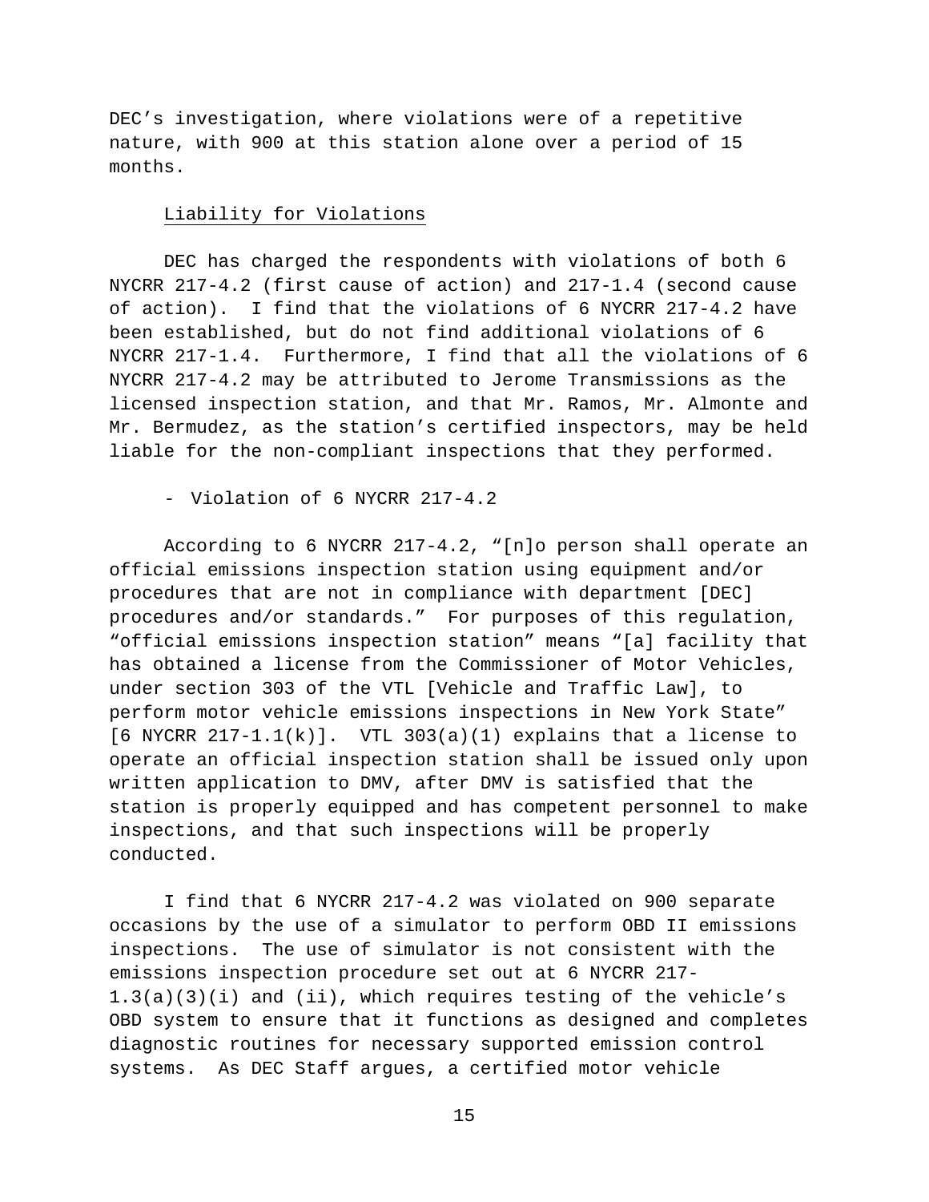DEC's investigation, where violations were of a repetitive nature, with 900 at this station alone over a period of 15 months.

<u>Liability for Violations</u>

DEC has charged the respondents with violations of both 6 NYCRR 217-4.2 (first cause of action) and 217-1.4 (second cause of action). I find that the violations of 6 NYCRR 217-4.2 have been established, but do not find additional violations of 6 NYCRR 217-1.4. Furthermore, I find that all the violations of 6 NYCRR 217-4.2 may be attributed to Jerome Transmissions as the licensed inspection station, and that Mr. Ramos, Mr. Almonte and Mr. Bermudez, as the station's certified inspectors, may be held liable for the non-compliant inspections that they performed.

- Violation of 6 NYCRR 217-4.2

According to 6 NYCRR 217-4.2, "[n]o person shall operate an official emissions inspection station using equipment and/or procedures that are not in compliance with department [DEC] procedures and/or standards." For purposes of this regulation, "official emissions inspection station" means "[a] facility that has obtained a license from the Commissioner of Motor Vehicles, under section 303 of the VTL [Vehicle and Traffic Law], to perform motor vehicle emissions inspections in New York State" [6 NYCRR 217-1.1(k)]. VTL 303(a)(1) explains that a license to operate an official inspection station shall be issued only upon written application to DMV, after DMV is satisfied that the station is properly equipped and has competent personnel to make inspections, and that such inspections will be properly conducted.

I find that 6 NYCRR 217-4.2 was violated on 900 separate occasions by the use of a simulator to perform OBD II emissions inspections. The use of simulator is not consistent with the emissions inspection procedure set out at 6 NYCRR 217-1.3(a)(3)(i) and (ii), which requires testing of the vehicle's OBD system to ensure that it functions as designed and completes diagnostic routines for necessary supported emission control systems. As DEC Staff argues, a certified motor vehicle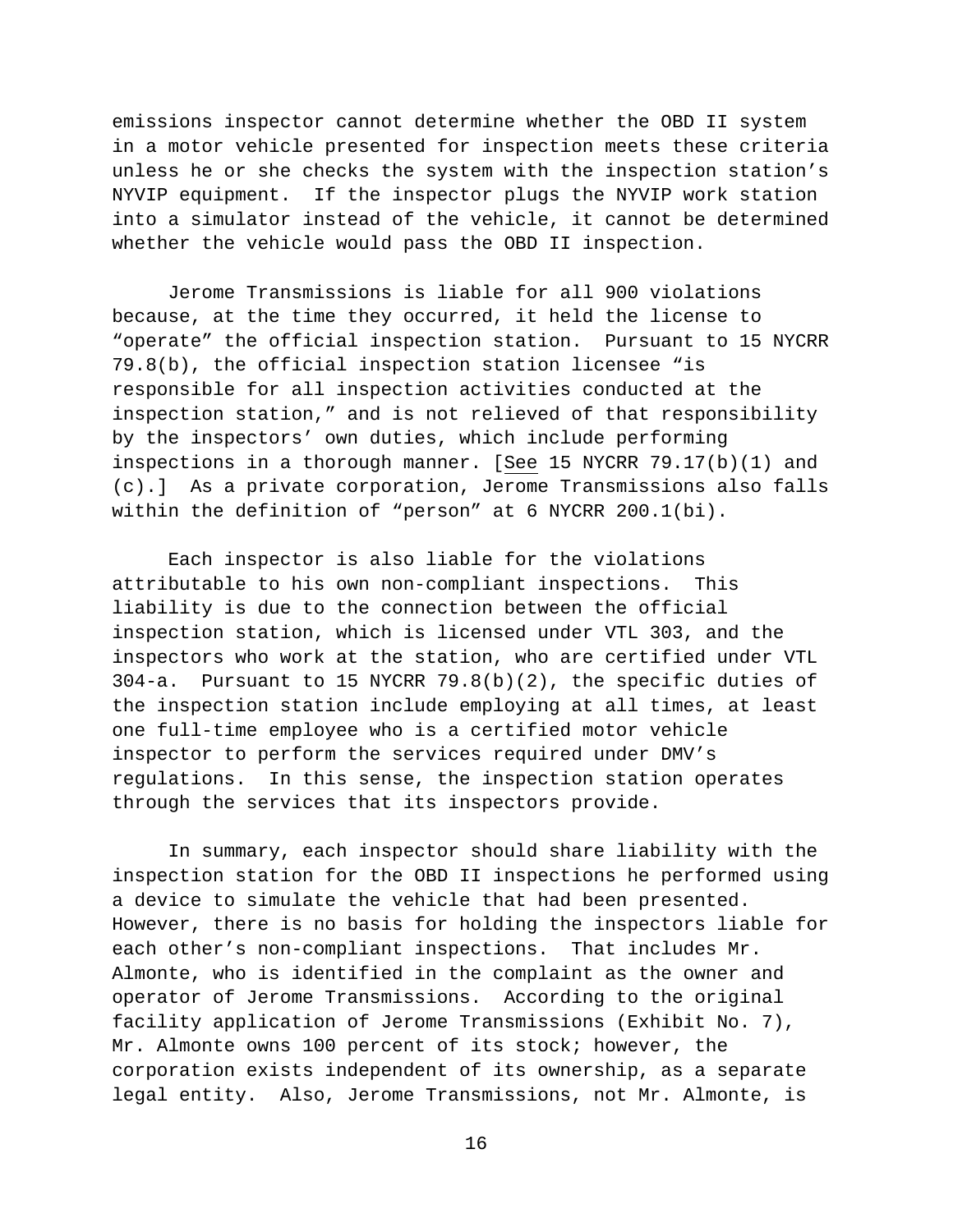emissions inspector cannot determine whether the OBD II system in a motor vehicle presented for inspection meets these criteria unless he or she checks the system with the inspection station's NYVIP equipment. If the inspector plugs the NYVIP work station into a simulator instead of the vehicle, it cannot be determined whether the vehicle would pass the OBD II inspection.

Jerome Transmissions is liable for all 900 violations because, at the time they occurred, it held the license to "operate" the official inspection station. Pursuant to 15 NYCRR 79.8(b), the official inspection station licensee "is responsible for all inspection activities conducted at the inspection station," and is not relieved of that responsibility by the inspectors' own duties, which include performing inspections in a thorough manner. [See 15 NYCRR 79.17(b)(1) and (c).] As a private corporation, Jerome Transmissions also falls within the definition of "person" at 6 NYCRR 200.1(bi).

Each inspector is also liable for the violations attributable to his own non-compliant inspections. This liability is due to the connection between the official inspection station, which is licensed under VTL 303, and the inspectors who work at the station, who are certified under VTL 304-a. Pursuant to 15 NYCRR 79.8(b)(2), the specific duties of the inspection station include employing at all times, at least one full-time employee who is a certified motor vehicle inspector to perform the services required under DMV's regulations. In this sense, the inspection station operates through the services that its inspectors provide.

In summary, each inspector should share liability with the inspection station for the OBD II inspections he performed using a device to simulate the vehicle that had been presented. However, there is no basis for holding the inspectors liable for each other's non-compliant inspections. That includes Mr. Almonte, who is identified in the complaint as the owner and operator of Jerome Transmissions. According to the original facility application of Jerome Transmissions (Exhibit No. 7), Mr. Almonte owns 100 percent of its stock; however, the corporation exists independent of its ownership, as a separate legal entity. Also, Jerome Transmissions, not Mr. Almonte, is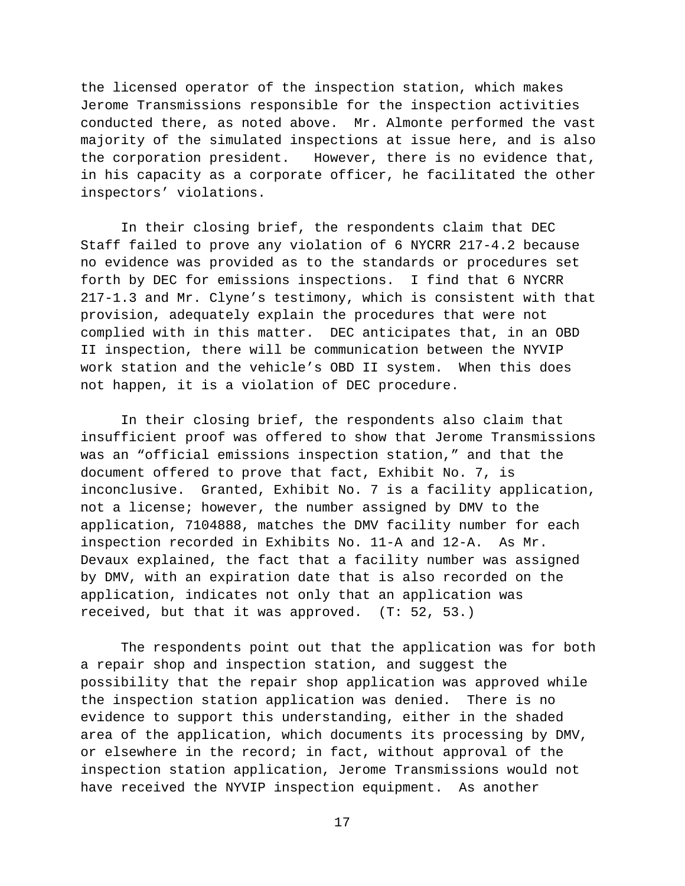the licensed operator of the inspection station, which makes Jerome Transmissions responsible for the inspection activities conducted there, as noted above. Mr. Almonte performed the vast majority of the simulated inspections at issue here, and is also the corporation president. However, there is no evidence that, in his capacity as a corporate officer, he facilitated the other inspectors' violations.

In their closing brief, the respondents claim that DEC Staff failed to prove any violation of 6 NYCRR 217-4.2 because no evidence was provided as to the standards or procedures set forth by DEC for emissions inspections. I find that 6 NYCRR 217-1.3 and Mr. Clyne's testimony, which is consistent with that provision, adequately explain the procedures that were not complied with in this matter. DEC anticipates that, in an OBD II inspection, there will be communication between the NYVIP work station and the vehicle's OBD II system. When this does not happen, it is a violation of DEC procedure.

In their closing brief, the respondents also claim that insufficient proof was offered to show that Jerome Transmissions was an "official emissions inspection station," and that the document offered to prove that fact, Exhibit No. 7, is inconclusive. Granted, Exhibit No. 7 is a facility application, not a license; however, the number assigned by DMV to the application, 7104888, matches the DMV facility number for each inspection recorded in Exhibits No. 11-A and 12-A. As Mr. Devaux explained, the fact that a facility number was assigned by DMV, with an expiration date that is also recorded on the application, indicates not only that an application was received, but that it was approved. (T: 52, 53.)

The respondents point out that the application was for both a repair shop and inspection station, and suggest the possibility that the repair shop application was approved while the inspection station application was denied. There is no evidence to support this understanding, either in the shaded area of the application, which documents its processing by DMV, or elsewhere in the record; in fact, without approval of the inspection station application, Jerome Transmissions would not have received the NYVIP inspection equipment. As another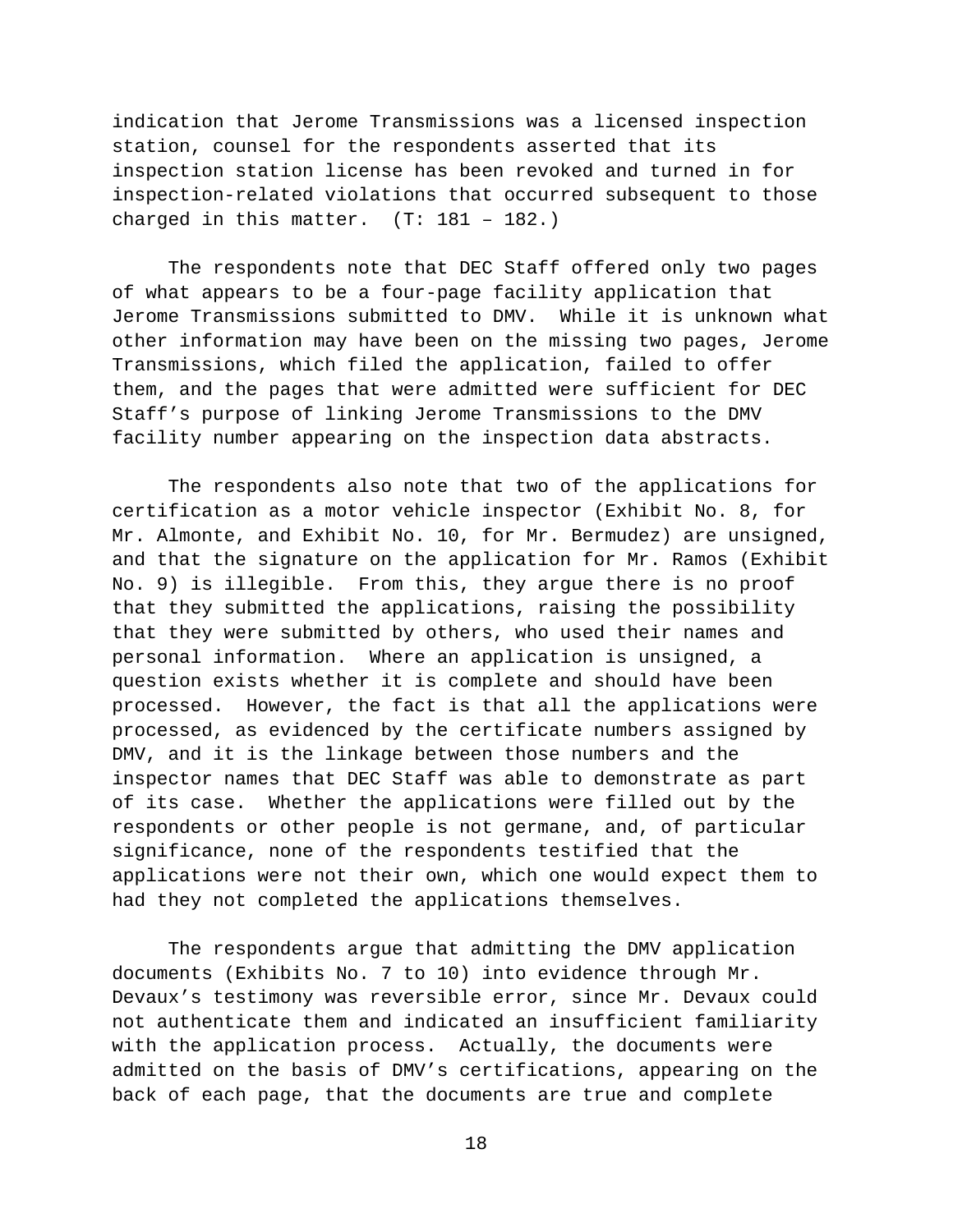indication that Jerome Transmissions was a licensed inspection station, counsel for the respondents asserted that its inspection station license has been revoked and turned in for inspection-related violations that occurred subsequent to those charged in this matter. (T: 181 – 182.)

The respondents note that DEC Staff offered only two pages of what appears to be a four-page facility application that Jerome Transmissions submitted to DMV. While it is unknown what other information may have been on the missing two pages, Jerome Transmissions, which filed the application, failed to offer them, and the pages that were admitted were sufficient for DEC Staff's purpose of linking Jerome Transmissions to the DMV facility number appearing on the inspection data abstracts.

The respondents also note that two of the applications for certification as a motor vehicle inspector (Exhibit No. 8, for Mr. Almonte, and Exhibit No. 10, for Mr. Bermudez) are unsigned, and that the signature on the application for Mr. Ramos (Exhibit No. 9) is illegible. From this, they argue there is no proof that they submitted the applications, raising the possibility that they were submitted by others, who used their names and personal information. Where an application is unsigned, a question exists whether it is complete and should have been processed. However, the fact is that all the applications were processed, as evidenced by the certificate numbers assigned by DMV, and it is the linkage between those numbers and the inspector names that DEC Staff was able to demonstrate as part of its case. Whether the applications were filled out by the respondents or other people is not germane, and, of particular significance, none of the respondents testified that the applications were not their own, which one would expect them to had they not completed the applications themselves.

The respondents argue that admitting the DMV application documents (Exhibits No. 7 to 10) into evidence through Mr. Devaux's testimony was reversible error, since Mr. Devaux could not authenticate them and indicated an insufficient familiarity with the application process. Actually, the documents were admitted on the basis of DMV's certifications, appearing on the back of each page, that the documents are true and complete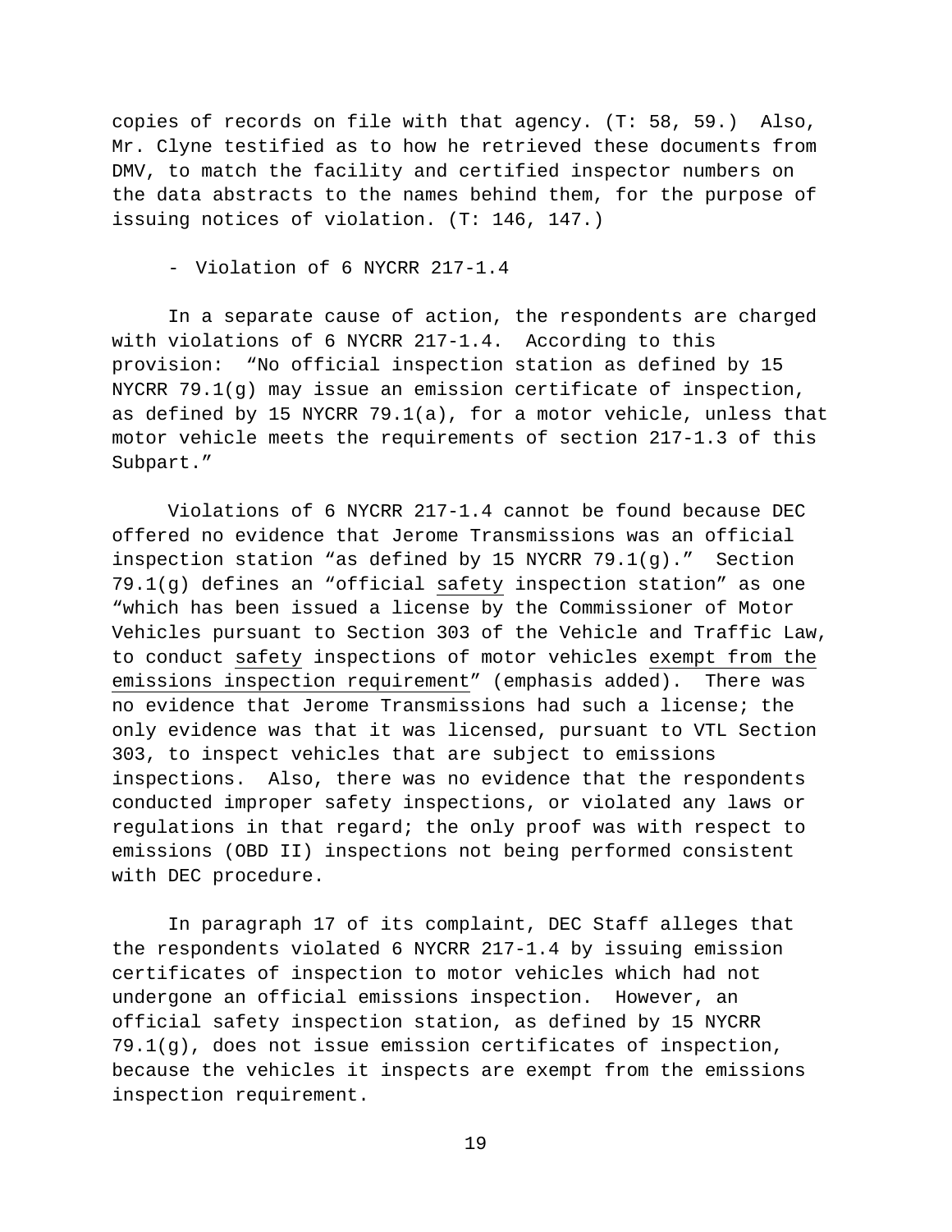copies of records on file with that agency. (T: 58, 59.) Also, Mr. Clyne testified as to how he retrieved these documents from DMV, to match the facility and certified inspector numbers on the data abstracts to the names behind them, for the purpose of issuing notices of violation. (T: 146, 147.)

- Violation of 6 NYCRR 217-1.4

In a separate cause of action, the respondents are charged with violations of 6 NYCRR 217-1.4. According to this provision: “No official inspection station as defined by 15 NYCRR 79.1(g) may issue an emission certificate of inspection, as defined by 15 NYCRR 79.1(a), for a motor vehicle, unless that motor vehicle meets the requirements of section 217-1.3 of this Subpart.”

Violations of 6 NYCRR 217-1.4 cannot be found because DEC offered no evidence that Jerome Transmissions was an official inspection station “as defined by 15 NYCRR 79.1(g).” Section 79.1(g) defines an “official <u>safety</u> inspection station” as one “which has been issued a license by the Commissioner of Motor Vehicles pursuant to Section 303 of the Vehicle and Traffic Law, to conduct <u>safety</u> inspections of motor vehicles <u>exempt from the emissions inspection requirement</u>” (emphasis added). There was no evidence that Jerome Transmissions had such a license; the only evidence was that it was licensed, pursuant to VTL Section 303, to inspect vehicles that are subject to emissions inspections. Also, there was no evidence that the respondents conducted improper safety inspections, or violated any laws or regulations in that regard; the only proof was with respect to emissions (OBD II) inspections not being performed consistent with DEC procedure.

In paragraph 17 of its complaint, DEC Staff alleges that the respondents violated 6 NYCRR 217-1.4 by issuing emission certificates of inspection to motor vehicles which had not undergone an official emissions inspection. However, an official safety inspection station, as defined by 15 NYCRR 79.1(g), does not issue emission certificates of inspection, because the vehicles it inspects are exempt from the emissions inspection requirement.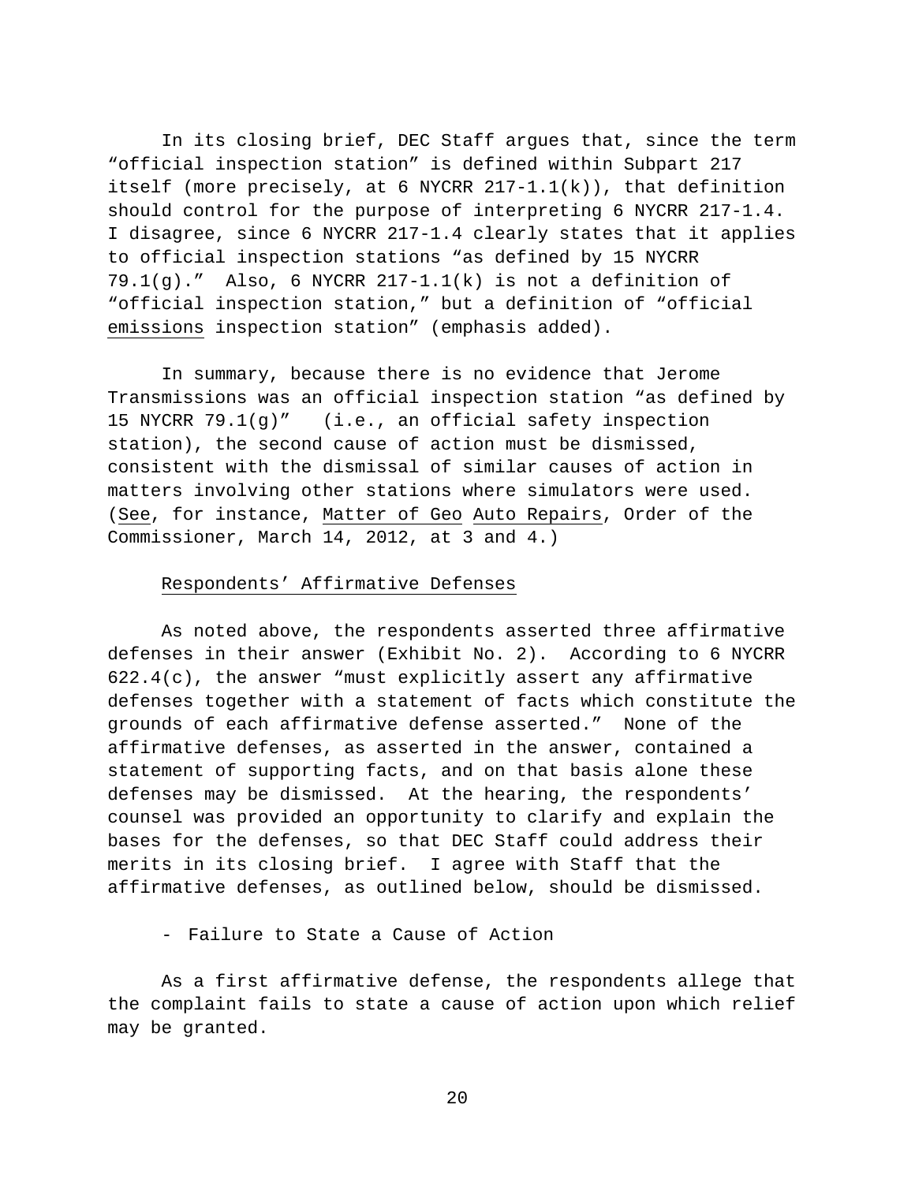In its closing brief, DEC Staff argues that, since the term "official inspection station" is defined within Subpart 217 itself (more precisely, at 6 NYCRR 217-1.1(k)), that definition should control for the purpose of interpreting 6 NYCRR 217-1.4. I disagree, since 6 NYCRR 217-1.4 clearly states that it applies to official inspection stations "as defined by 15 NYCRR 79.1(g)." Also, 6 NYCRR 217-1.1(k) is not a definition of "official inspection station," but a definition of "official emissions inspection station" (emphasis added).

In summary, because there is no evidence that Jerome Transmissions was an official inspection station "as defined by 15 NYCRR 79.1(g)" (i.e., an official safety inspection station), the second cause of action must be dismissed, consistent with the dismissal of similar causes of action in matters involving other stations where simulators were used. (See, for instance, Matter of Geo Auto Repairs, Order of the Commissioner, March 14, 2012, at 3 and 4.)

## Respondents' Affirmative Defenses

As noted above, the respondents asserted three affirmative defenses in their answer (Exhibit No. 2). According to 6 NYCRR 622.4(c), the answer "must explicitly assert any affirmative defenses together with a statement of facts which constitute the grounds of each affirmative defense asserted." None of the affirmative defenses, as asserted in the answer, contained a statement of supporting facts, and on that basis alone these defenses may be dismissed. At the hearing, the respondents' counsel was provided an opportunity to clarify and explain the bases for the defenses, so that DEC Staff could address their merits in its closing brief. I agree with Staff that the affirmative defenses, as outlined below, should be dismissed.

- Failure to State a Cause of Action

As a first affirmative defense, the respondents allege that the complaint fails to state a cause of action upon which relief may be granted.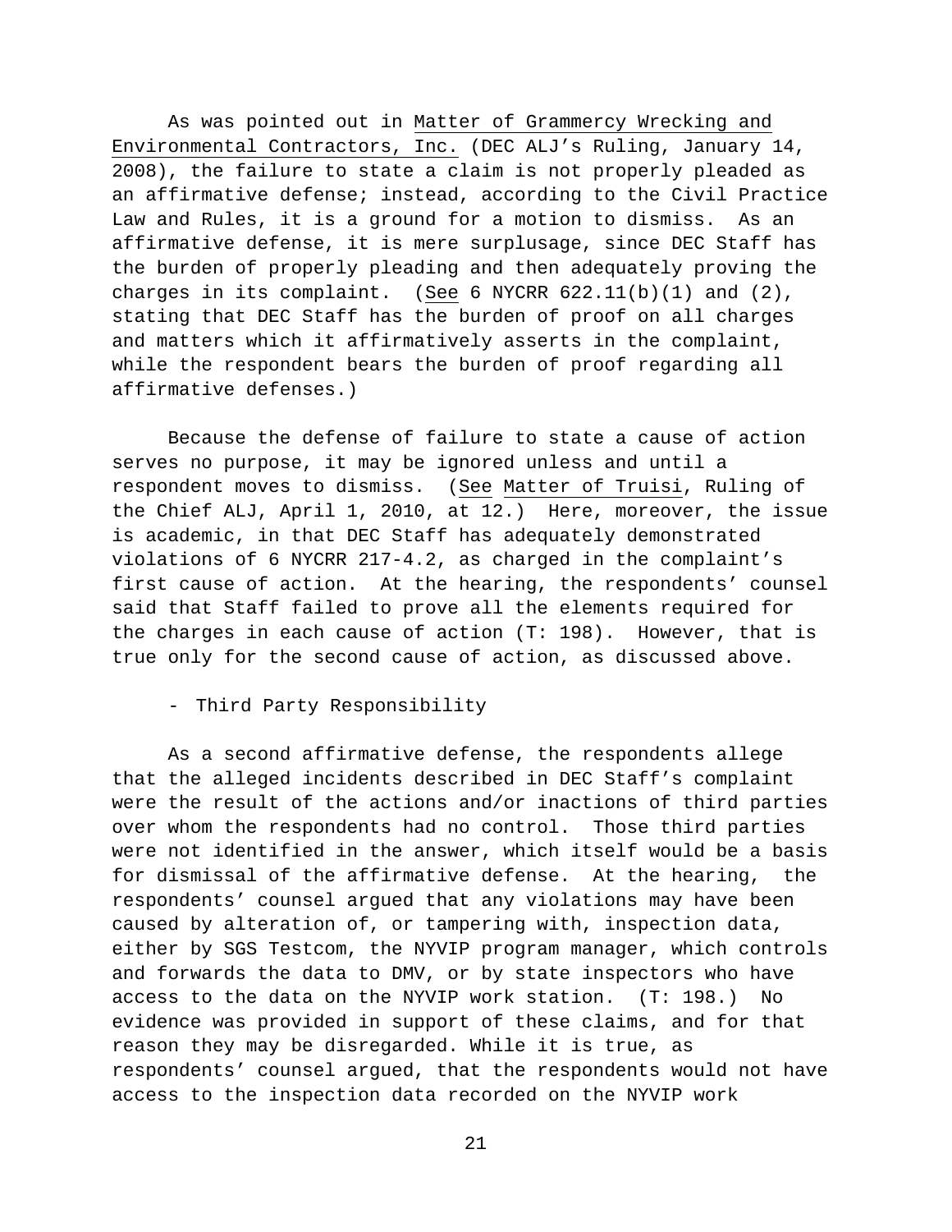As was pointed out in Matter of Grammercy Wrecking and Environmental Contractors, Inc. (DEC ALJ's Ruling, January 14, 2008), the failure to state a claim is not properly pleaded as an affirmative defense; instead, according to the Civil Practice Law and Rules, it is a ground for a motion to dismiss. As an affirmative defense, it is mere surplusage, since DEC Staff has the burden of properly pleading and then adequately proving the charges in its complaint. (See 6 NYCRR 622.11(b)(1) and (2), stating that DEC Staff has the burden of proof on all charges and matters which it affirmatively asserts in the complaint, while the respondent bears the burden of proof regarding all affirmative defenses.)

Because the defense of failure to state a cause of action serves no purpose, it may be ignored unless and until a respondent moves to dismiss. (See Matter of Truisi, Ruling of the Chief ALJ, April 1, 2010, at 12.) Here, moreover, the issue is academic, in that DEC Staff has adequately demonstrated violations of 6 NYCRR 217-4.2, as charged in the complaint's first cause of action. At the hearing, the respondents' counsel said that Staff failed to prove all the elements required for the charges in each cause of action (T: 198). However, that is true only for the second cause of action, as discussed above.

- Third Party Responsibility

As a second affirmative defense, the respondents allege that the alleged incidents described in DEC Staff's complaint were the result of the actions and/or inactions of third parties over whom the respondents had no control. Those third parties were not identified in the answer, which itself would be a basis for dismissal of the affirmative defense. At the hearing, the respondents' counsel argued that any violations may have been caused by alteration of, or tampering with, inspection data, either by SGS Testcom, the NYVIP program manager, which controls and forwards the data to DMV, or by state inspectors who have access to the data on the NYVIP work station. (T: 198.) No evidence was provided in support of these claims, and for that reason they may be disregarded. While it is true, as respondents' counsel argued, that the respondents would not have access to the inspection data recorded on the NYVIP work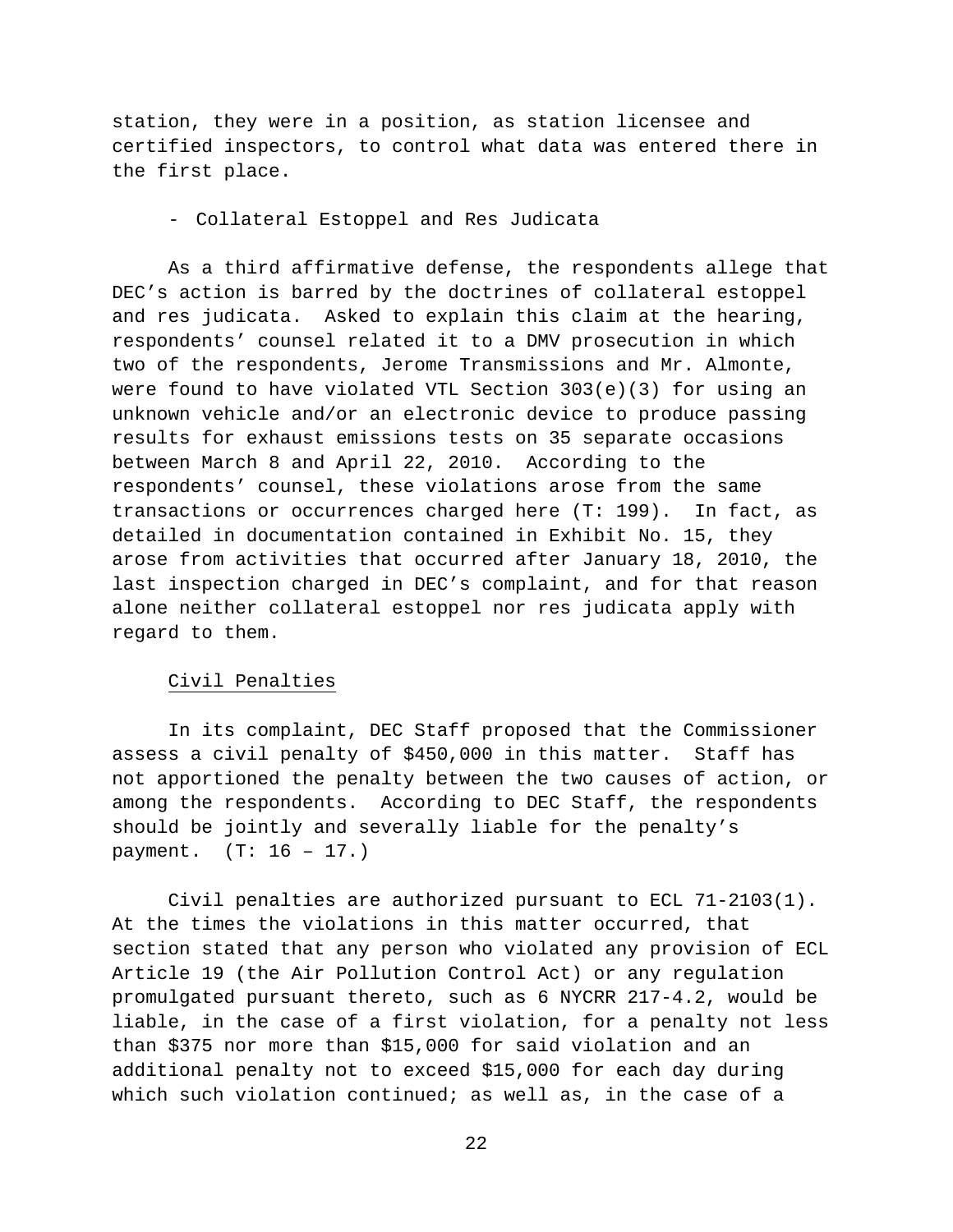station, they were in a position, as station licensee and certified inspectors, to control what data was entered there in the first place.

- Collateral Estoppel and Res Judicata

As a third affirmative defense, the respondents allege that DEC's action is barred by the doctrines of collateral estoppel and res judicata. Asked to explain this claim at the hearing, respondents' counsel related it to a DMV prosecution in which two of the respondents, Jerome Transmissions and Mr. Almonte, were found to have violated VTL Section 303(e)(3) for using an unknown vehicle and/or an electronic device to produce passing results for exhaust emissions tests on 35 separate occasions between March 8 and April 22, 2010. According to the respondents' counsel, these violations arose from the same transactions or occurrences charged here (T: 199). In fact, as detailed in documentation contained in Exhibit No. 15, they arose from activities that occurred after January 18, 2010, the last inspection charged in DEC's complaint, and for that reason alone neither collateral estoppel nor res judicata apply with regard to them.

<u>Civil Penalties</u>

In its complaint, DEC Staff proposed that the Commissioner assess a civil penalty of $450,000 in this matter. Staff has not apportioned the penalty between the two causes of action, or among the respondents. According to DEC Staff, the respondents should be jointly and severally liable for the penalty's payment. (T: 16 – 17.)

Civil penalties are authorized pursuant to ECL 71-2103(1). At the times the violations in this matter occurred, that section stated that any person who violated any provision of ECL Article 19 (the Air Pollution Control Act) or any regulation promulgated pursuant thereto, such as 6 NYCRR 217-4.2, would be liable, in the case of a first violation, for a penalty not less than $375 nor more than $15,000 for said violation and an additional penalty not to exceed $15,000 for each day during which such violation continued; as well as, in the case of a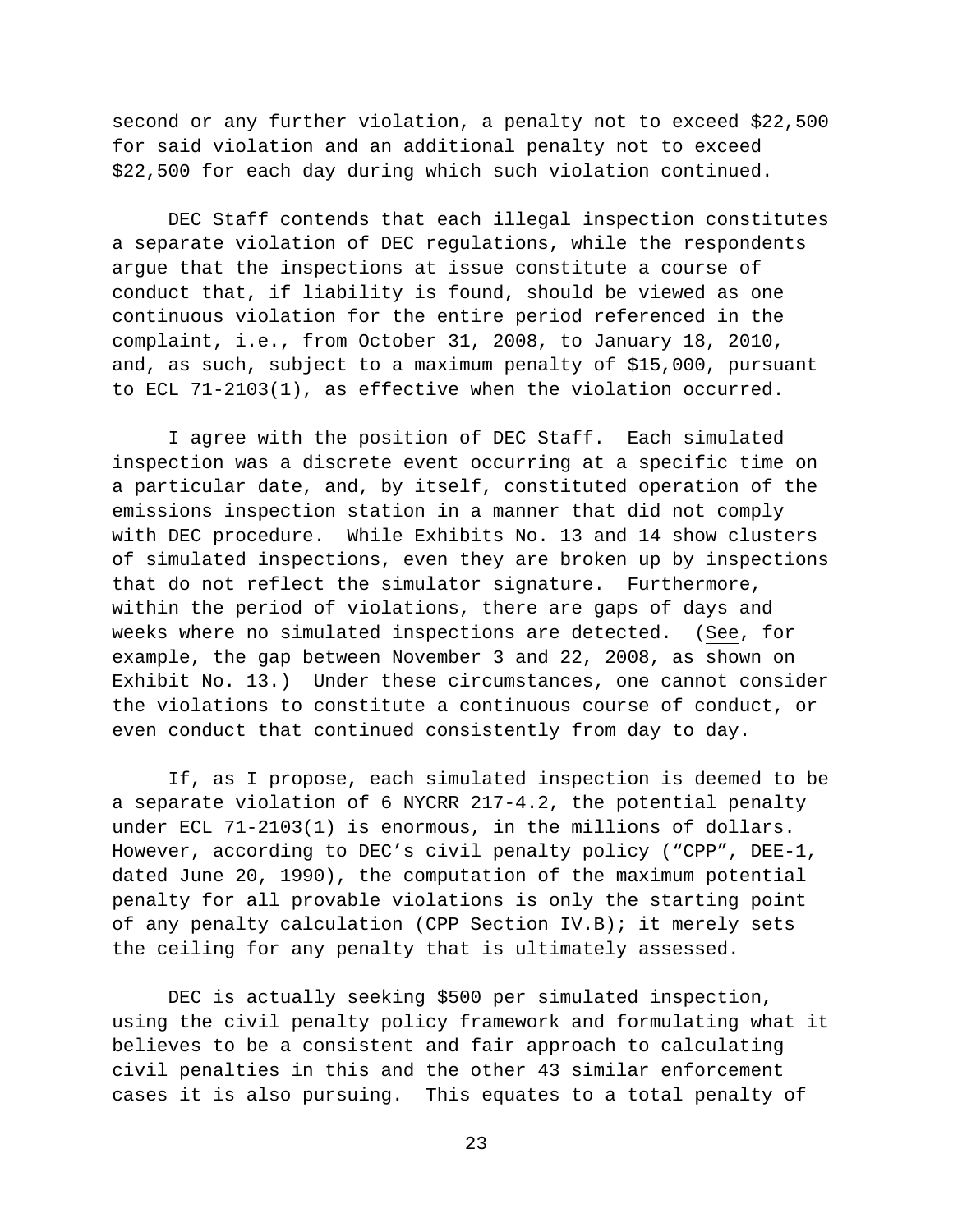second or any further violation, a penalty not to exceed $22,500 for said violation and an additional penalty not to exceed $22,500 for each day during which such violation continued.

DEC Staff contends that each illegal inspection constitutes a separate violation of DEC regulations, while the respondents argue that the inspections at issue constitute a course of conduct that, if liability is found, should be viewed as one continuous violation for the entire period referenced in the complaint, i.e., from October 31, 2008, to January 18, 2010, and, as such, subject to a maximum penalty of $15,000, pursuant to ECL 71-2103(1), as effective when the violation occurred.

I agree with the position of DEC Staff. Each simulated inspection was a discrete event occurring at a specific time on a particular date, and, by itself, constituted operation of the emissions inspection station in a manner that did not comply with DEC procedure. While Exhibits No. 13 and 14 show clusters of simulated inspections, even they are broken up by inspections that do not reflect the simulator signature. Furthermore, within the period of violations, there are gaps of days and weeks where no simulated inspections are detected. (See, for example, the gap between November 3 and 22, 2008, as shown on Exhibit No. 13.) Under these circumstances, one cannot consider the violations to constitute a continuous course of conduct, or even conduct that continued consistently from day to day.

If, as I propose, each simulated inspection is deemed to be a separate violation of 6 NYCRR 217-4.2, the potential penalty under ECL 71-2103(1) is enormous, in the millions of dollars. However, according to DEC's civil penalty policy ("CPP", DEE-1, dated June 20, 1990), the computation of the maximum potential penalty for all provable violations is only the starting point of any penalty calculation (CPP Section IV.B); it merely sets the ceiling for any penalty that is ultimately assessed.

DEC is actually seeking $500 per simulated inspection, using the civil penalty policy framework and formulating what it believes to be a consistent and fair approach to calculating civil penalties in this and the other 43 similar enforcement cases it is also pursuing. This equates to a total penalty of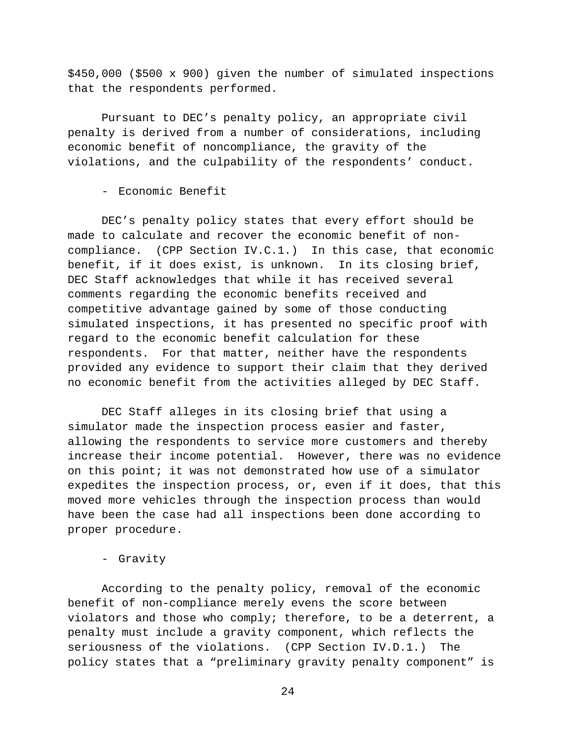$450,000 ($500 x 900) given the number of simulated inspections that the respondents performed.

Pursuant to DEC's penalty policy, an appropriate civil penalty is derived from a number of considerations, including economic benefit of noncompliance, the gravity of the violations, and the culpability of the respondents' conduct.

- Economic Benefit

DEC's penalty policy states that every effort should be made to calculate and recover the economic benefit of non-compliance. (CPP Section IV.C.1.) In this case, that economic benefit, if it does exist, is unknown. In its closing brief, DEC Staff acknowledges that while it has received several comments regarding the economic benefits received and competitive advantage gained by some of those conducting simulated inspections, it has presented no specific proof with regard to the economic benefit calculation for these respondents. For that matter, neither have the respondents provided any evidence to support their claim that they derived no economic benefit from the activities alleged by DEC Staff.

DEC Staff alleges in its closing brief that using a simulator made the inspection process easier and faster, allowing the respondents to service more customers and thereby increase their income potential. However, there was no evidence on this point; it was not demonstrated how use of a simulator expedites the inspection process, or, even if it does, that this moved more vehicles through the inspection process than would have been the case had all inspections been done according to proper procedure.

- Gravity

According to the penalty policy, removal of the economic benefit of non-compliance merely evens the score between violators and those who comply; therefore, to be a deterrent, a penalty must include a gravity component, which reflects the seriousness of the violations. (CPP Section IV.D.1.) The policy states that a "preliminary gravity penalty component" is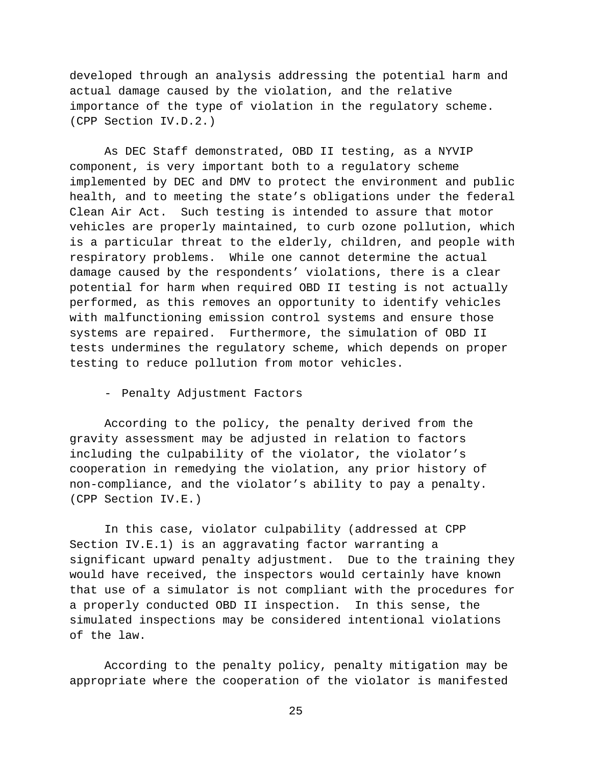developed through an analysis addressing the potential harm and actual damage caused by the violation, and the relative importance of the type of violation in the regulatory scheme. (CPP Section IV.D.2.)

As DEC Staff demonstrated, OBD II testing, as a NYVIP component, is very important both to a regulatory scheme implemented by DEC and DMV to protect the environment and public health, and to meeting the state's obligations under the federal Clean Air Act. Such testing is intended to assure that motor vehicles are properly maintained, to curb ozone pollution, which is a particular threat to the elderly, children, and people with respiratory problems. While one cannot determine the actual damage caused by the respondents' violations, there is a clear potential for harm when required OBD II testing is not actually performed, as this removes an opportunity to identify vehicles with malfunctioning emission control systems and ensure those systems are repaired. Furthermore, the simulation of OBD II tests undermines the regulatory scheme, which depends on proper testing to reduce pollution from motor vehicles.

- Penalty Adjustment Factors

According to the policy, the penalty derived from the gravity assessment may be adjusted in relation to factors including the culpability of the violator, the violator's cooperation in remedying the violation, any prior history of non-compliance, and the violator's ability to pay a penalty. (CPP Section IV.E.)

In this case, violator culpability (addressed at CPP Section IV.E.1) is an aggravating factor warranting a significant upward penalty adjustment. Due to the training they would have received, the inspectors would certainly have known that use of a simulator is not compliant with the procedures for a properly conducted OBD II inspection. In this sense, the simulated inspections may be considered intentional violations of the law.

According to the penalty policy, penalty mitigation may be appropriate where the cooperation of the violator is manifested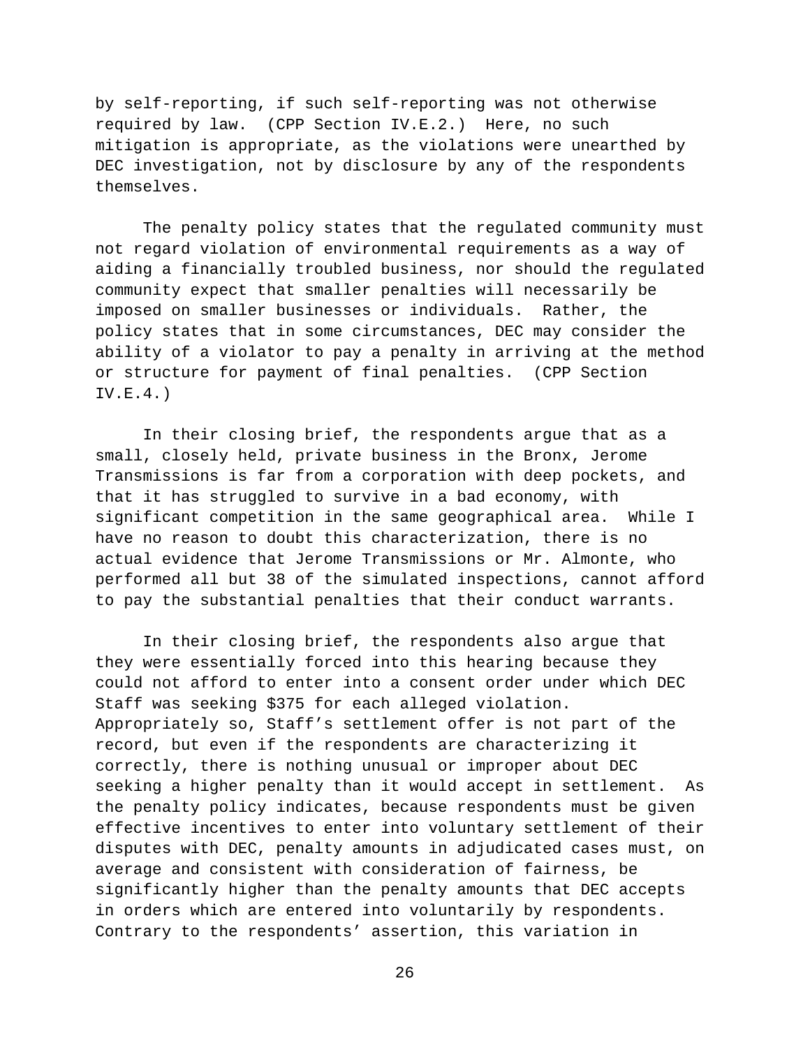by self-reporting, if such self-reporting was not otherwise required by law. (CPP Section IV.E.2.) Here, no such mitigation is appropriate, as the violations were unearthed by DEC investigation, not by disclosure by any of the respondents themselves.

The penalty policy states that the regulated community must not regard violation of environmental requirements as a way of aiding a financially troubled business, nor should the regulated community expect that smaller penalties will necessarily be imposed on smaller businesses or individuals. Rather, the policy states that in some circumstances, DEC may consider the ability of a violator to pay a penalty in arriving at the method or structure for payment of final penalties. (CPP Section IV.E.4.)

In their closing brief, the respondents argue that as a small, closely held, private business in the Bronx, Jerome Transmissions is far from a corporation with deep pockets, and that it has struggled to survive in a bad economy, with significant competition in the same geographical area. While I have no reason to doubt this characterization, there is no actual evidence that Jerome Transmissions or Mr. Almonte, who performed all but 38 of the simulated inspections, cannot afford to pay the substantial penalties that their conduct warrants.

In their closing brief, the respondents also argue that they were essentially forced into this hearing because they could not afford to enter into a consent order under which DEC Staff was seeking $375 for each alleged violation. Appropriately so, Staff's settlement offer is not part of the record, but even if the respondents are characterizing it correctly, there is nothing unusual or improper about DEC seeking a higher penalty than it would accept in settlement. As the penalty policy indicates, because respondents must be given effective incentives to enter into voluntary settlement of their disputes with DEC, penalty amounts in adjudicated cases must, on average and consistent with consideration of fairness, be significantly higher than the penalty amounts that DEC accepts in orders which are entered into voluntarily by respondents. Contrary to the respondents' assertion, this variation in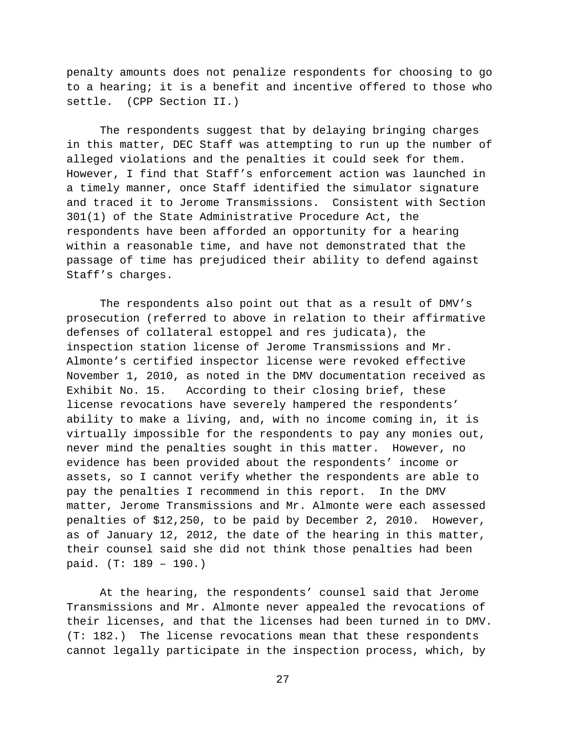penalty amounts does not penalize respondents for choosing to go to a hearing; it is a benefit and incentive offered to those who settle. (CPP Section II.)

The respondents suggest that by delaying bringing charges in this matter, DEC Staff was attempting to run up the number of alleged violations and the penalties it could seek for them. However, I find that Staff's enforcement action was launched in a timely manner, once Staff identified the simulator signature and traced it to Jerome Transmissions. Consistent with Section 301(1) of the State Administrative Procedure Act, the respondents have been afforded an opportunity for a hearing within a reasonable time, and have not demonstrated that the passage of time has prejudiced their ability to defend against Staff's charges.

The respondents also point out that as a result of DMV's prosecution (referred to above in relation to their affirmative defenses of collateral estoppel and res judicata), the inspection station license of Jerome Transmissions and Mr. Almonte's certified inspector license were revoked effective November 1, 2010, as noted in the DMV documentation received as Exhibit No. 15. According to their closing brief, these license revocations have severely hampered the respondents' ability to make a living, and, with no income coming in, it is virtually impossible for the respondents to pay any monies out, never mind the penalties sought in this matter. However, no evidence has been provided about the respondents' income or assets, so I cannot verify whether the respondents are able to pay the penalties I recommend in this report. In the DMV matter, Jerome Transmissions and Mr. Almonte were each assessed penalties of $12,250, to be paid by December 2, 2010. However, as of January 12, 2012, the date of the hearing in this matter, their counsel said she did not think those penalties had been paid. (T: 189 – 190.)

At the hearing, the respondents' counsel said that Jerome Transmissions and Mr. Almonte never appealed the revocations of their licenses, and that the licenses had been turned in to DMV. (T: 182.) The license revocations mean that these respondents cannot legally participate in the inspection process, which, by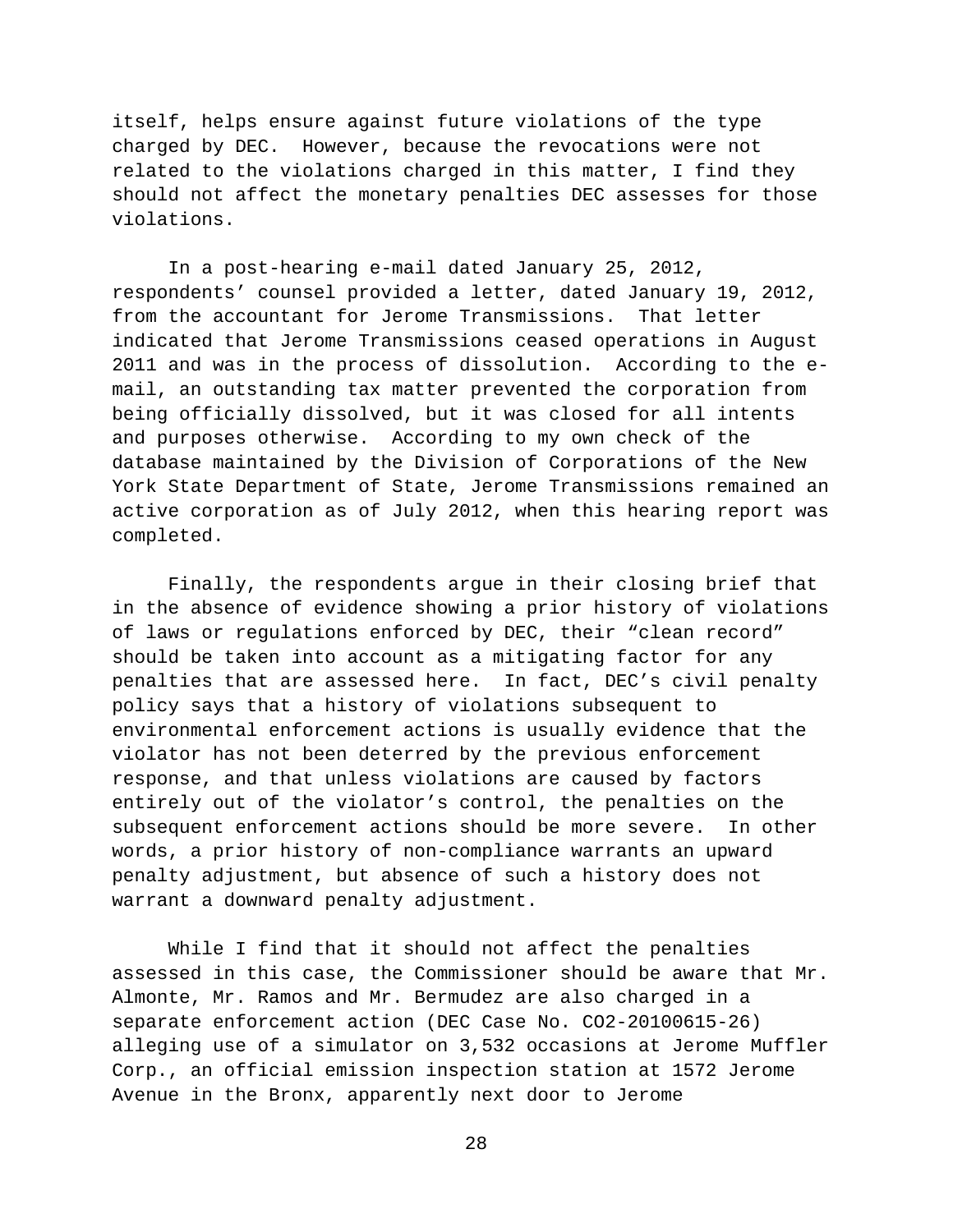itself, helps ensure against future violations of the type charged by DEC. However, because the revocations were not related to the violations charged in this matter, I find they should not affect the monetary penalties DEC assesses for those violations.

In a post-hearing e-mail dated January 25, 2012, respondents' counsel provided a letter, dated January 19, 2012, from the accountant for Jerome Transmissions. That letter indicated that Jerome Transmissions ceased operations in August 2011 and was in the process of dissolution. According to the e-mail, an outstanding tax matter prevented the corporation from being officially dissolved, but it was closed for all intents and purposes otherwise. According to my own check of the database maintained by the Division of Corporations of the New York State Department of State, Jerome Transmissions remained an active corporation as of July 2012, when this hearing report was completed.

Finally, the respondents argue in their closing brief that in the absence of evidence showing a prior history of violations of laws or regulations enforced by DEC, their "clean record" should be taken into account as a mitigating factor for any penalties that are assessed here. In fact, DEC's civil penalty policy says that a history of violations subsequent to environmental enforcement actions is usually evidence that the violator has not been deterred by the previous enforcement response, and that unless violations are caused by factors entirely out of the violator's control, the penalties on the subsequent enforcement actions should be more severe. In other words, a prior history of non-compliance warrants an upward penalty adjustment, but absence of such a history does not warrant a downward penalty adjustment.

While I find that it should not affect the penalties assessed in this case, the Commissioner should be aware that Mr. Almonte, Mr. Ramos and Mr. Bermudez are also charged in a separate enforcement action (DEC Case No. CO2-20100615-26) alleging use of a simulator on 3,532 occasions at Jerome Muffler Corp., an official emission inspection station at 1572 Jerome Avenue in the Bronx, apparently next door to Jerome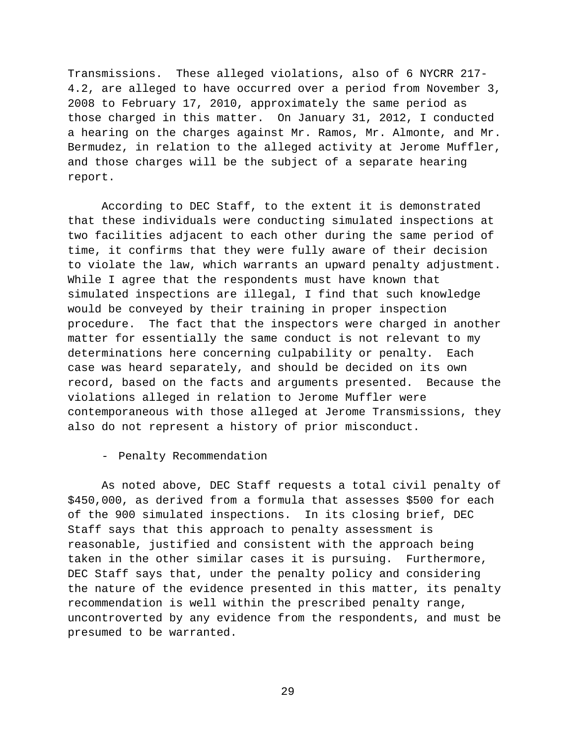Transmissions. These alleged violations, also of 6 NYCRR 217-4.2, are alleged to have occurred over a period from November 3, 2008 to February 17, 2010, approximately the same period as those charged in this matter. On January 31, 2012, I conducted a hearing on the charges against Mr. Ramos, Mr. Almonte, and Mr. Bermudez, in relation to the alleged activity at Jerome Muffler, and those charges will be the subject of a separate hearing report.

According to DEC Staff, to the extent it is demonstrated that these individuals were conducting simulated inspections at two facilities adjacent to each other during the same period of time, it confirms that they were fully aware of their decision to violate the law, which warrants an upward penalty adjustment. While I agree that the respondents must have known that simulated inspections are illegal, I find that such knowledge would be conveyed by their training in proper inspection procedure. The fact that the inspectors were charged in another matter for essentially the same conduct is not relevant to my determinations here concerning culpability or penalty. Each case was heard separately, and should be decided on its own record, based on the facts and arguments presented. Because the violations alleged in relation to Jerome Muffler were contemporaneous with those alleged at Jerome Transmissions, they also do not represent a history of prior misconduct.

- Penalty Recommendation

As noted above, DEC Staff requests a total civil penalty of $450,000, as derived from a formula that assesses $500 for each of the 900 simulated inspections. In its closing brief, DEC Staff says that this approach to penalty assessment is reasonable, justified and consistent with the approach being taken in the other similar cases it is pursuing. Furthermore, DEC Staff says that, under the penalty policy and considering the nature of the evidence presented in this matter, its penalty recommendation is well within the prescribed penalty range, uncontroverted by any evidence from the respondents, and must be presumed to be warranted.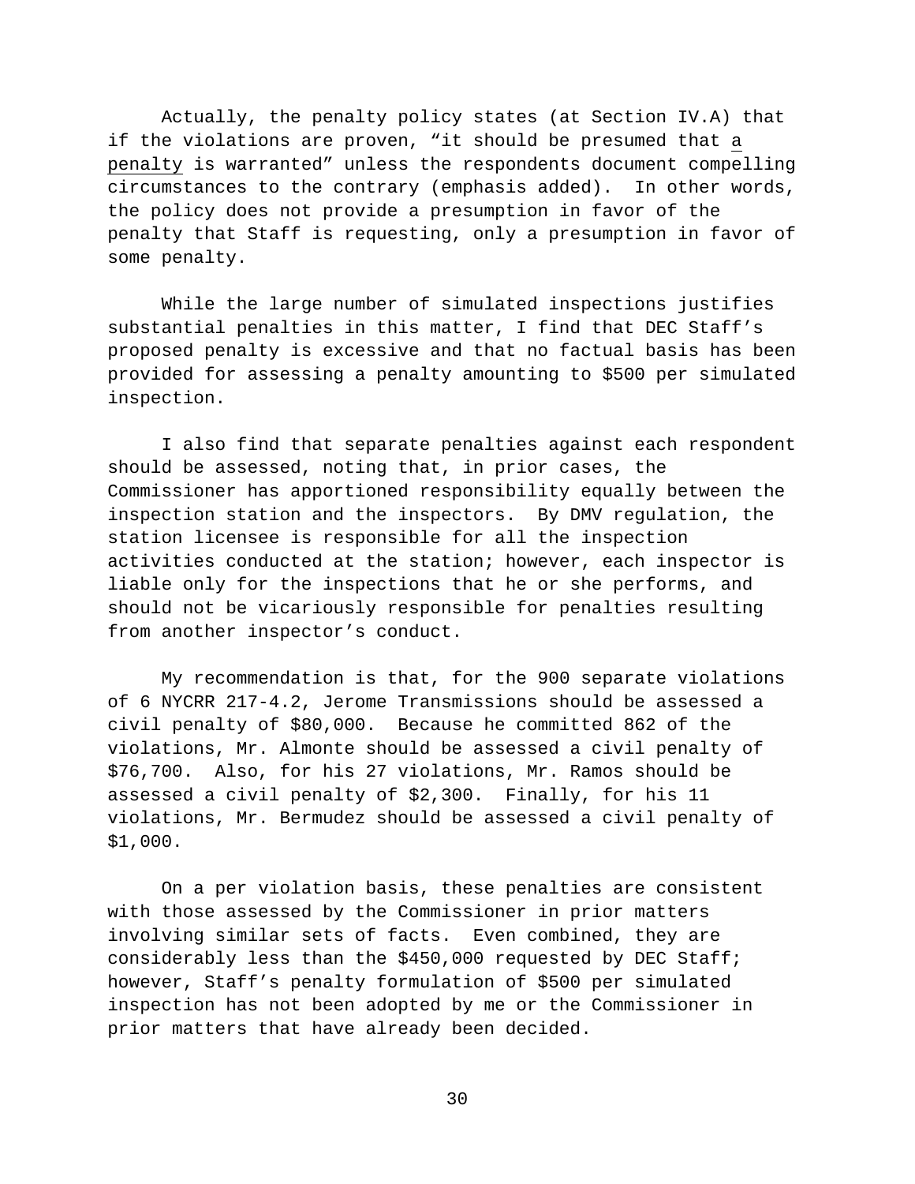Actually, the penalty policy states (at Section IV.A) that if the violations are proven, "it should be presumed that a penalty is warranted" unless the respondents document compelling circumstances to the contrary (emphasis added). In other words, the policy does not provide a presumption in favor of the penalty that Staff is requesting, only a presumption in favor of some penalty.

While the large number of simulated inspections justifies substantial penalties in this matter, I find that DEC Staff's proposed penalty is excessive and that no factual basis has been provided for assessing a penalty amounting to $500 per simulated inspection.

I also find that separate penalties against each respondent should be assessed, noting that, in prior cases, the Commissioner has apportioned responsibility equally between the inspection station and the inspectors. By DMV regulation, the station licensee is responsible for all the inspection activities conducted at the station; however, each inspector is liable only for the inspections that he or she performs, and should not be vicariously responsible for penalties resulting from another inspector's conduct.

My recommendation is that, for the 900 separate violations of 6 NYCRR 217-4.2, Jerome Transmissions should be assessed a civil penalty of $80,000. Because he committed 862 of the violations, Mr. Almonte should be assessed a civil penalty of $76,700. Also, for his 27 violations, Mr. Ramos should be assessed a civil penalty of $2,300. Finally, for his 11 violations, Mr. Bermudez should be assessed a civil penalty of $1,000.

On a per violation basis, these penalties are consistent with those assessed by the Commissioner in prior matters involving similar sets of facts. Even combined, they are considerably less than the $450,000 requested by DEC Staff; however, Staff's penalty formulation of $500 per simulated inspection has not been adopted by me or the Commissioner in prior matters that have already been decided.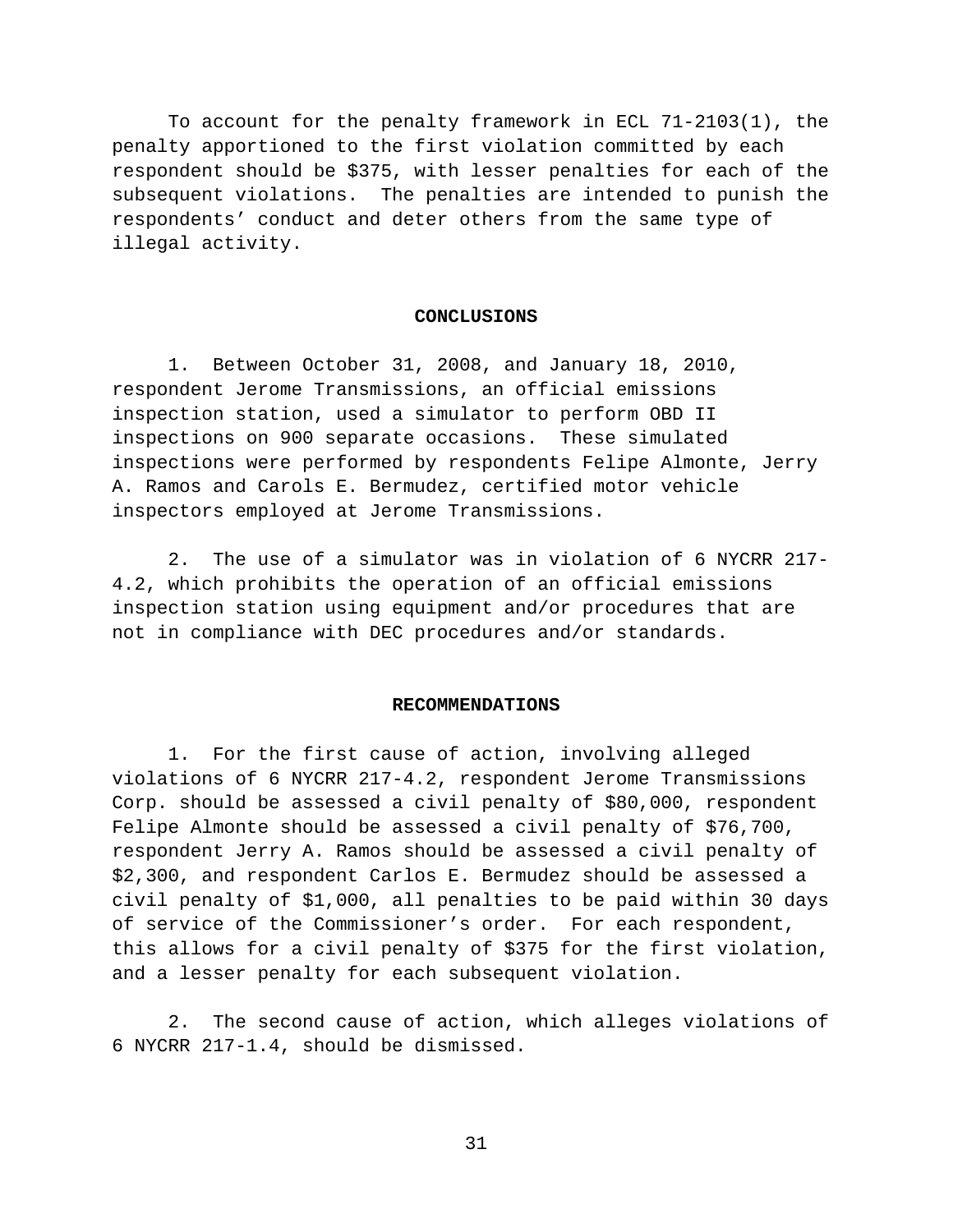To account for the penalty framework in ECL 71-2103(1), the penalty apportioned to the first violation committed by each respondent should be $375, with lesser penalties for each of the subsequent violations. The penalties are intended to punish the respondents' conduct and deter others from the same type of illegal activity.

## CONCLUSIONS

1. Between October 31, 2008, and January 18, 2010, respondent Jerome Transmissions, an official emissions inspection station, used a simulator to perform OBD II inspections on 900 separate occasions. These simulated inspections were performed by respondents Felipe Almonte, Jerry A. Ramos and Carols E. Bermudez, certified motor vehicle inspectors employed at Jerome Transmissions.

2. The use of a simulator was in violation of 6 NYCRR 217-4.2, which prohibits the operation of an official emissions inspection station using equipment and/or procedures that are not in compliance with DEC procedures and/or standards.

## RECOMMENDATIONS

1. For the first cause of action, involving alleged violations of 6 NYCRR 217-4.2, respondent Jerome Transmissions Corp. should be assessed a civil penalty of $80,000, respondent Felipe Almonte should be assessed a civil penalty of $76,700, respondent Jerry A. Ramos should be assessed a civil penalty of $2,300, and respondent Carlos E. Bermudez should be assessed a civil penalty of $1,000, all penalties to be paid within 30 days of service of the Commissioner's order. For each respondent, this allows for a civil penalty of $375 for the first violation, and a lesser penalty for each subsequent violation.

2. The second cause of action, which alleges violations of 6 NYCRR 217-1.4, should be dismissed.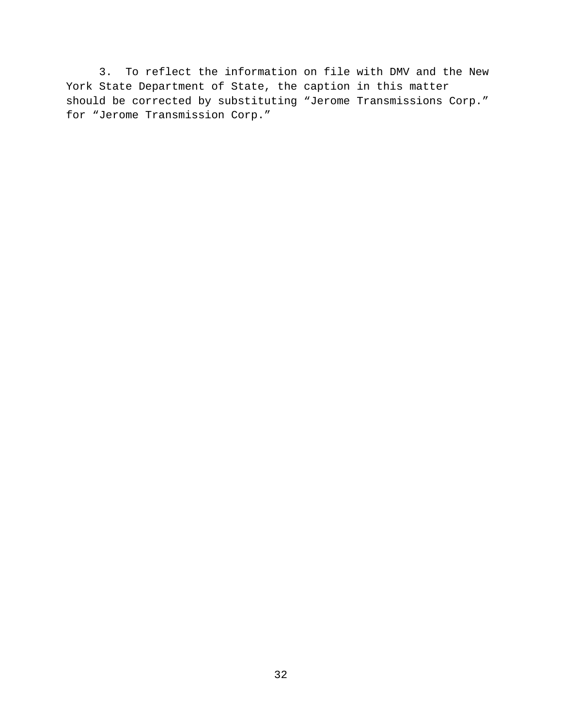3. To reflect the information on file with DMV and the New York State Department of State, the caption in this matter should be corrected by substituting “Jerome Transmissions Corp.” for “Jerome Transmission Corp.”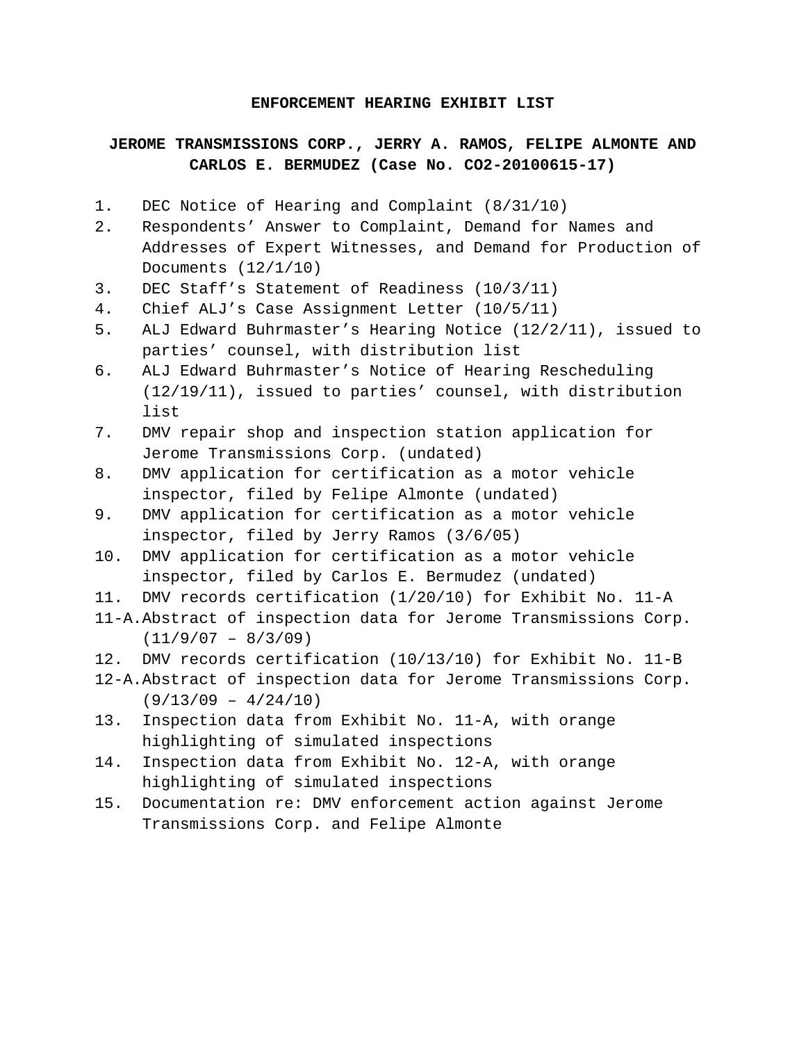**ENFORCEMENT HEARING EXHIBIT LIST**

**JEROME TRANSMISSIONS CORP., JERRY A. RAMOS, FELIPE ALMONTE AND CARLOS E. BERMUDEZ (Case No. CO2-20100615-17)**

1. DEC Notice of Hearing and Complaint (8/31/10)
2. Respondents' Answer to Complaint, Demand for Names and Addresses of Expert Witnesses, and Demand for Production of Documents (12/1/10)
3. DEC Staff's Statement of Readiness (10/3/11)
4. Chief ALJ's Case Assignment Letter (10/5/11)
5. ALJ Edward Buhrmaster's Hearing Notice (12/2/11), issued to parties' counsel, with distribution list
6. ALJ Edward Buhrmaster's Notice of Hearing Rescheduling (12/19/11), issued to parties' counsel, with distribution list
7. DMV repair shop and inspection station application for Jerome Transmissions Corp. (undated)
8. DMV application for certification as a motor vehicle inspector, filed by Felipe Almonte (undated)
9. DMV application for certification as a motor vehicle inspector, filed by Jerry Ramos (3/6/05)
10. DMV application for certification as a motor vehicle inspector, filed by Carlos E. Bermudez (undated)
11. DMV records certification (1/20/10) for Exhibit No. 11-A

11-A. Abstract of inspection data for Jerome Transmissions Corp. (11/9/07 – 8/3/09)

12. DMV records certification (10/13/10) for Exhibit No. 11-B

12-A. Abstract of inspection data for Jerome Transmissions Corp. (9/13/09 – 4/24/10)

13. Inspection data from Exhibit No. 11-A, with orange highlighting of simulated inspections
14. Inspection data from Exhibit No. 12-A, with orange highlighting of simulated inspections
15. Documentation re: DMV enforcement action against Jerome Transmissions Corp. and Felipe Almonte